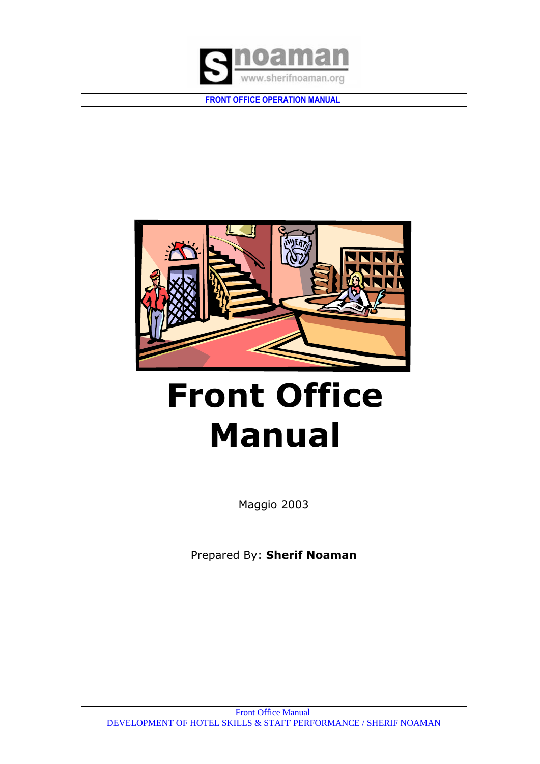# Front Office Manual

Maggio 2003

Prepared By: **Sherif Noaman**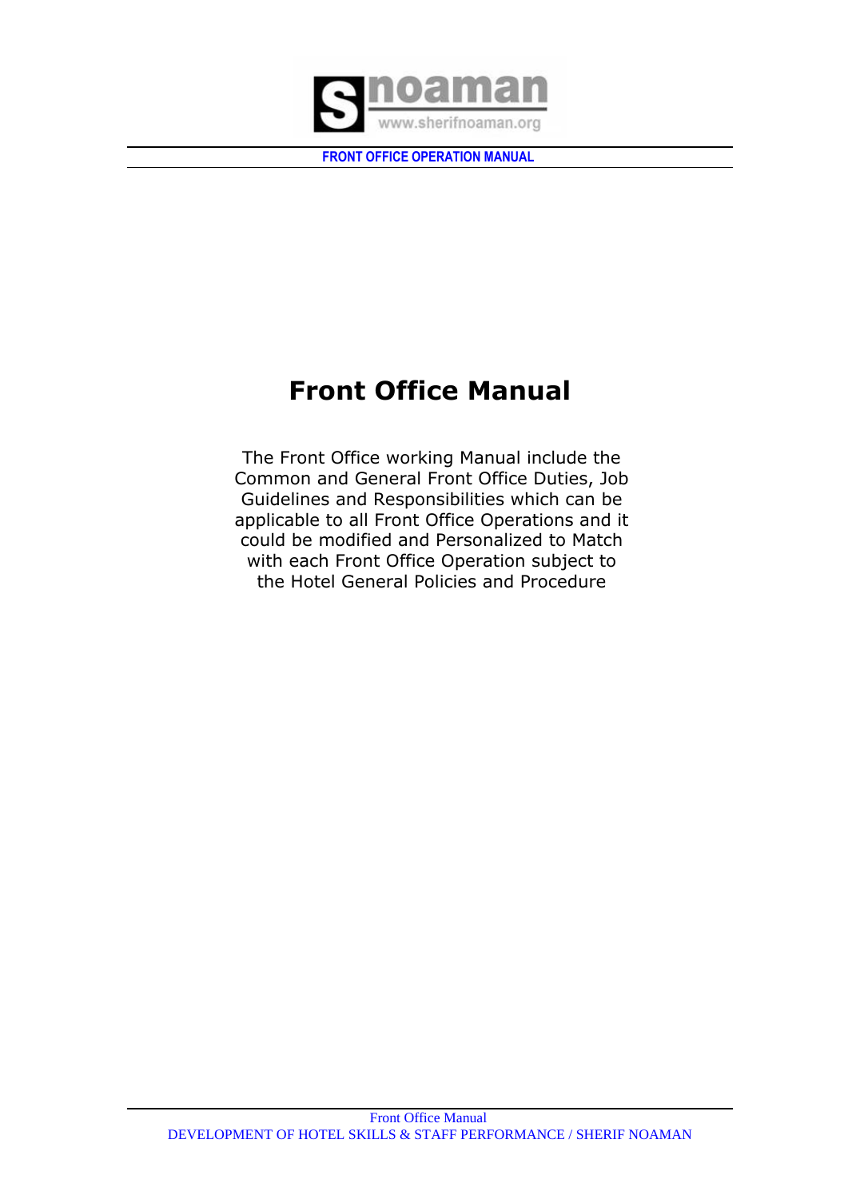# Front Office Manual

The Front Office working Manual include the Common and General Front Office Duties, Job Guidelines and Responsibilities which can be applicable to all Front Office Operations and it could be modified and Personalized to Match with each Front Office Operation subject to the Hotel General Policies and Procedure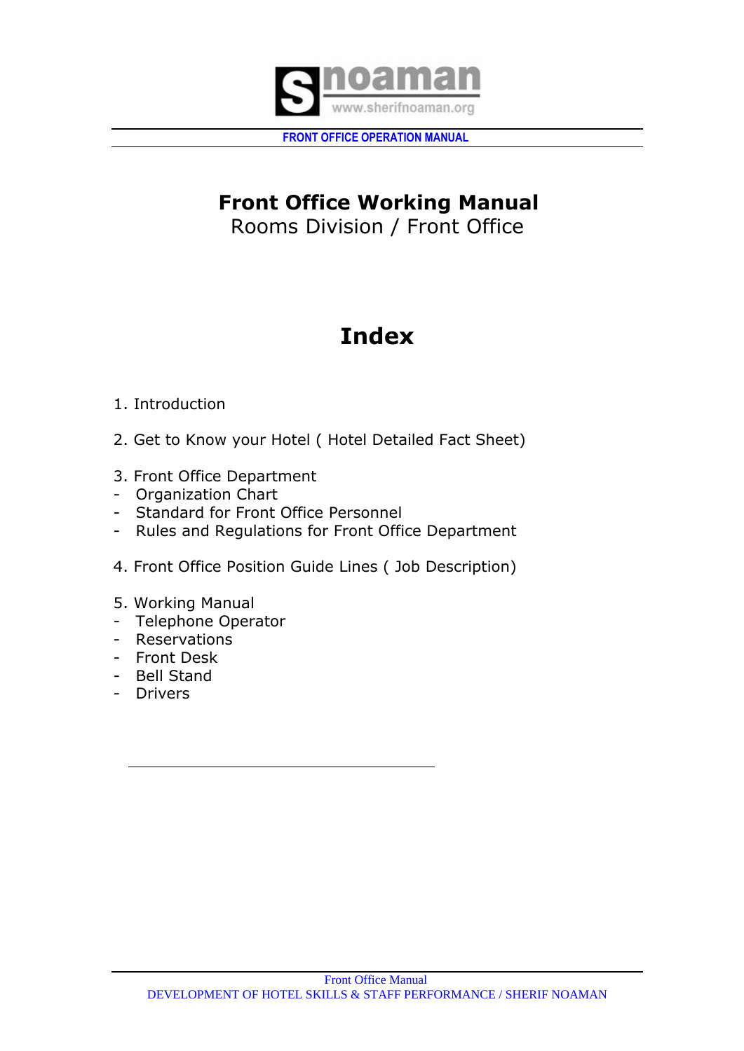# Front Office Working Manual

## Rooms Division / Front Office

# Index

1. Introduction

2. Get to Know your Hotel ( Hotel Detailed Fact Sheet)

3. Front Office Department
- Organization Chart
- Standard for Front Office Personnel
- Rules and Regulations for Front Office Department

4. Front Office Position Guide Lines ( Job Description)

5. Working Manual
- Telephone Operator
- Reservations
- Front Desk
- Bell Stand
- Drivers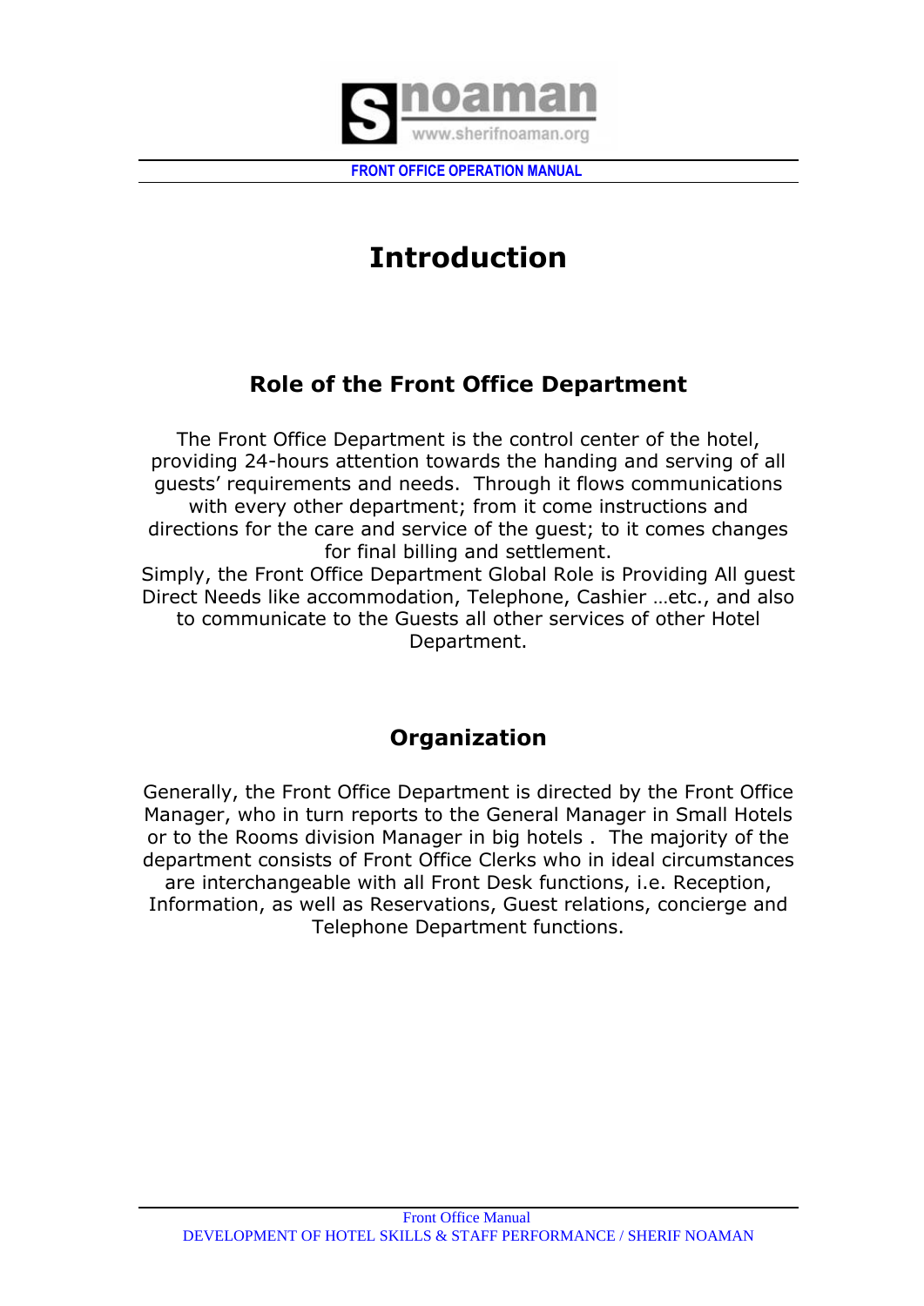# Introduction

## Role of the Front Office Department

The Front Office Department is the control center of the hotel, providing 24-hours attention towards the handing and serving of all guests' requirements and needs. Through it flows communications with every other department; from it come instructions and directions for the care and service of the guest; to it comes changes for final billing and settlement.
Simply, the Front Office Department Global Role is Providing All guest Direct Needs like accommodation, Telephone, Cashier …etc., and also to communicate to the Guests all other services of other Hotel Department.

## Organization

Generally, the Front Office Department is directed by the Front Office Manager, who in turn reports to the General Manager in Small Hotels or to the Rooms division Manager in big hotels . The majority of the department consists of Front Office Clerks who in ideal circumstances are interchangeable with all Front Desk functions, i.e. Reception, Information, as well as Reservations, Guest relations, concierge and Telephone Department functions.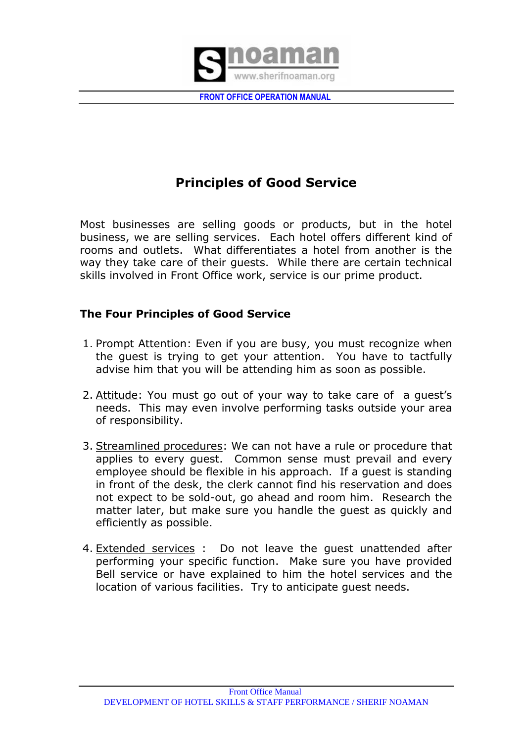# Principles of Good Service

Most businesses are selling goods or products, but in the hotel business, we are selling services. Each hotel offers different kind of rooms and outlets. What differentiates a hotel from another is the way they take care of their guests. While there are certain technical skills involved in Front Office work, service is our prime product.

## The Four Principles of Good Service

1. Prompt Attention: Even if you are busy, you must recognize when the guest is trying to get your attention. You have to tactfully advise him that you will be attending him as soon as possible.

2. Attitude: You must go out of your way to take care of a guest's needs. This may even involve performing tasks outside your area of responsibility.

3. Streamlined procedures: We can not have a rule or procedure that applies to every guest. Common sense must prevail and every employee should be flexible in his approach. If a guest is standing in front of the desk, the clerk cannot find his reservation and does not expect to be sold-out, go ahead and room him. Research the matter later, but make sure you handle the guest as quickly and efficiently as possible.

4. Extended services : Do not leave the guest unattended after performing your specific function. Make sure you have provided Bell service or have explained to him the hotel services and the location of various facilities. Try to anticipate guest needs.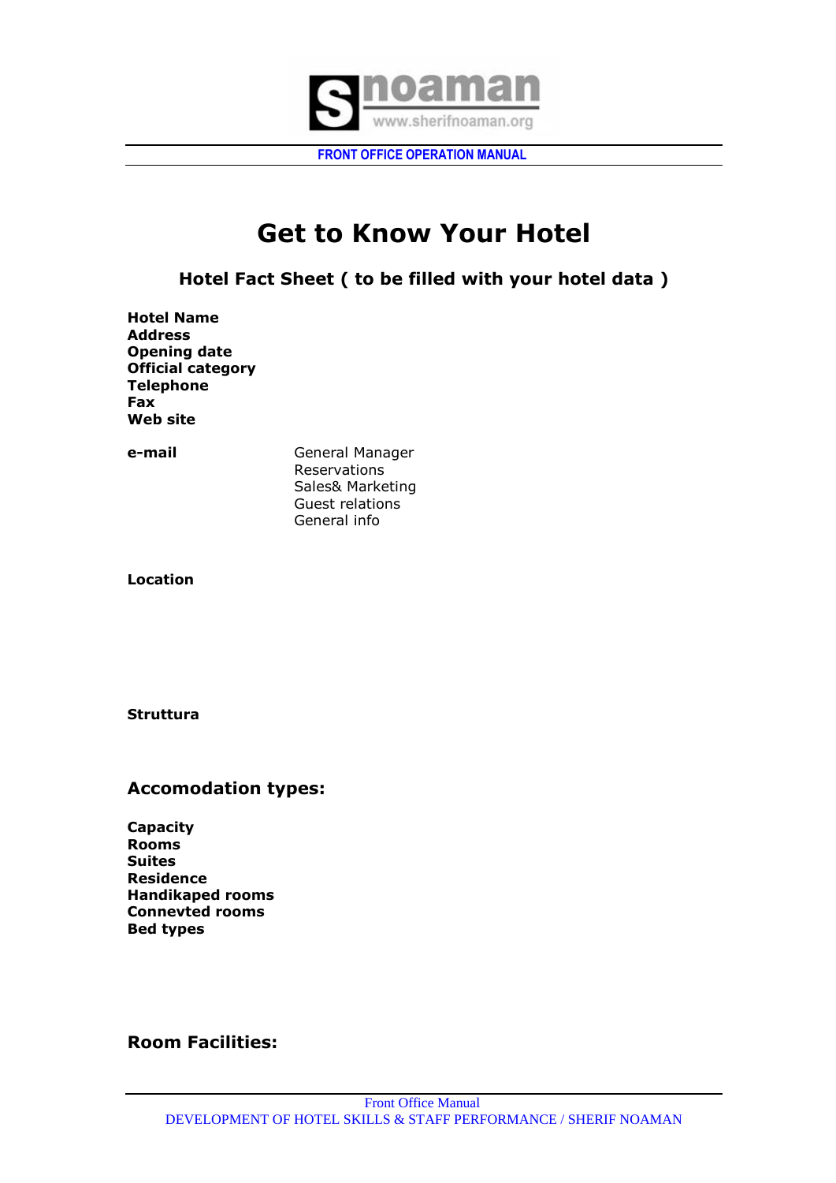# Get to Know Your Hotel

## Hotel Fact Sheet ( to be filled with your hotel data )

**Hotel Name**
**Address**
**Opening date**
**Official category**
**Telephone**
**Fax**
**Web site**

**e-mail**

General Manager
Reservations
Sales& Marketing
Guest relations
General info

**Location**

**Struttura**

### Accomodation types:

**Capacity**
**Rooms**
**Suites**
**Residence**
**Handikaped rooms**
**Connevted rooms**
**Bed types**

### Room Facilities: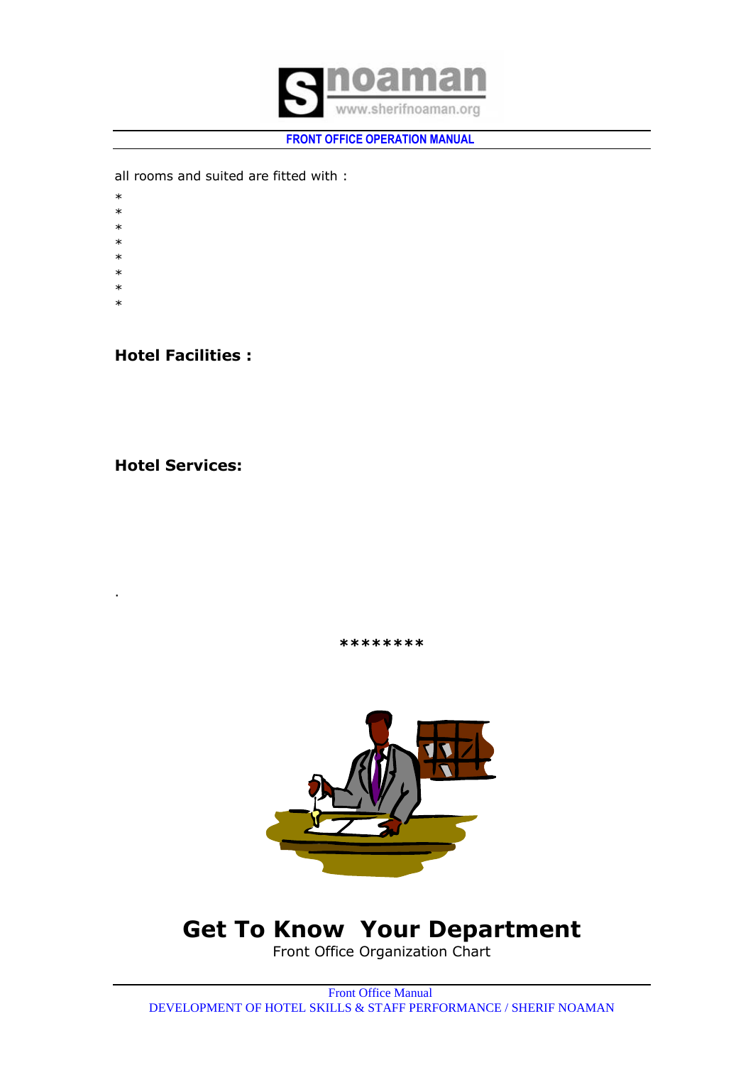all rooms and suited are fitted with :

*
*
*
*
*
*
*
*

**Hotel Facilities :**

**Hotel Services:**

.

********

# Get To Know Your Department

Front Office Organization Chart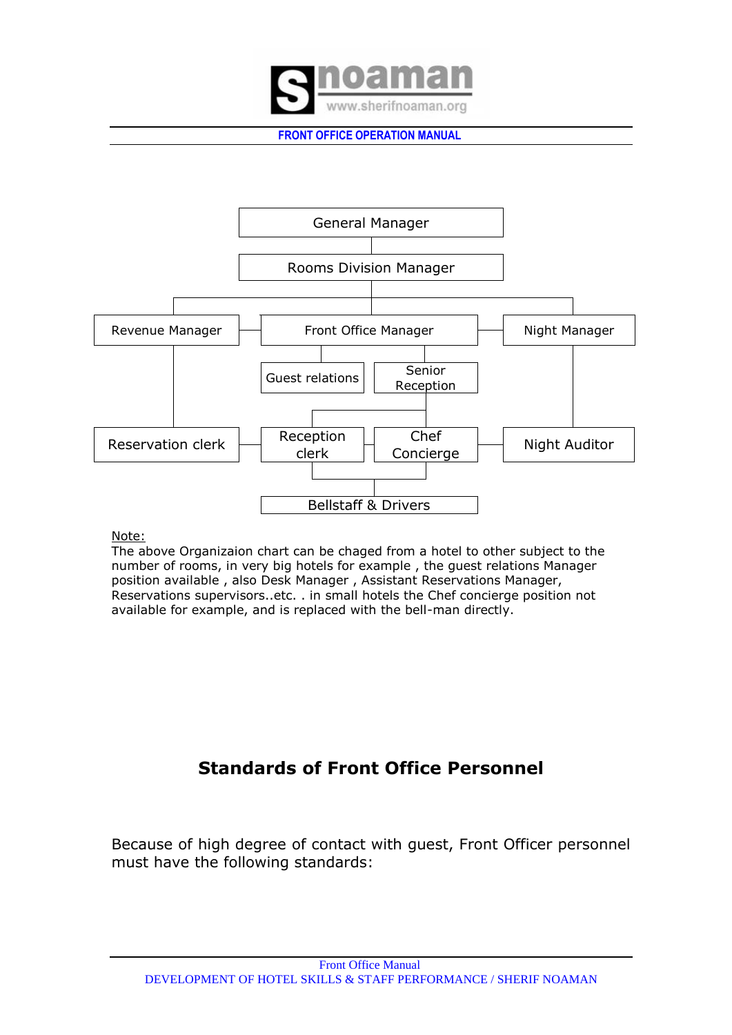General Manager

Rooms Division Manager

Revenue Manager | Front Office Manager | Night Manager

Guest relations | Senior Reception

Reservation clerk | Reception clerk | Chef Concierge | Night Auditor

Bellstaff & Drivers

Note:
The above Organizaion chart can be chaged from a hotel to other subject to the number of rooms, in very big hotels for example , the guest relations Manager position available , also Desk Manager , Assistant Reservations Manager, Reservations supervisors..etc. . in small hotels the Chef concierge position not available for example, and is replaced with the bell-man directly.

## Standards of Front Office Personnel

Because of high degree of contact with guest, Front Officer personnel must have the following standards: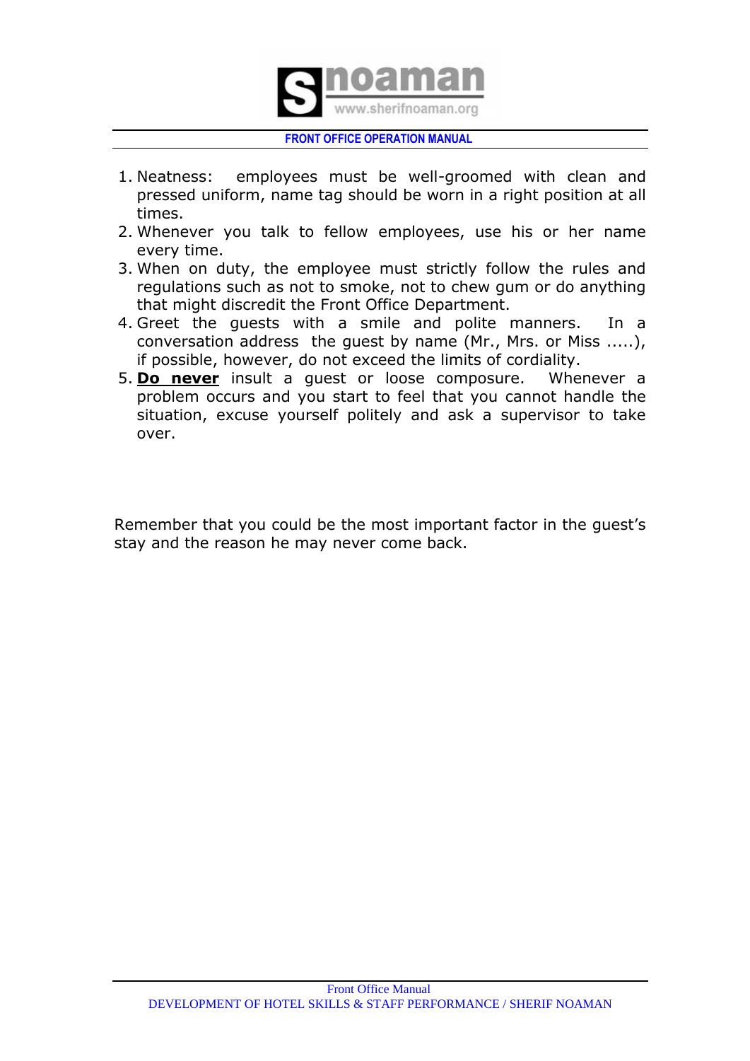1. Neatness: employees must be well-groomed with clean and pressed uniform, name tag should be worn in a right position at all times.
2. Whenever you talk to fellow employees, use his or her name every time.
3. When on duty, the employee must strictly follow the rules and regulations such as not to smoke, not to chew gum or do anything that might discredit the Front Office Department.
4. Greet the guests with a smile and polite manners. In a conversation address the guest by name (Mr., Mrs. or Miss .....), if possible, however, do not exceed the limits of cordiality.
5. **Do never** insult a guest or loose composure. Whenever a problem occurs and you start to feel that you cannot handle the situation, excuse yourself politely and ask a supervisor to take over.

Remember that you could be the most important factor in the guest's stay and the reason he may never come back.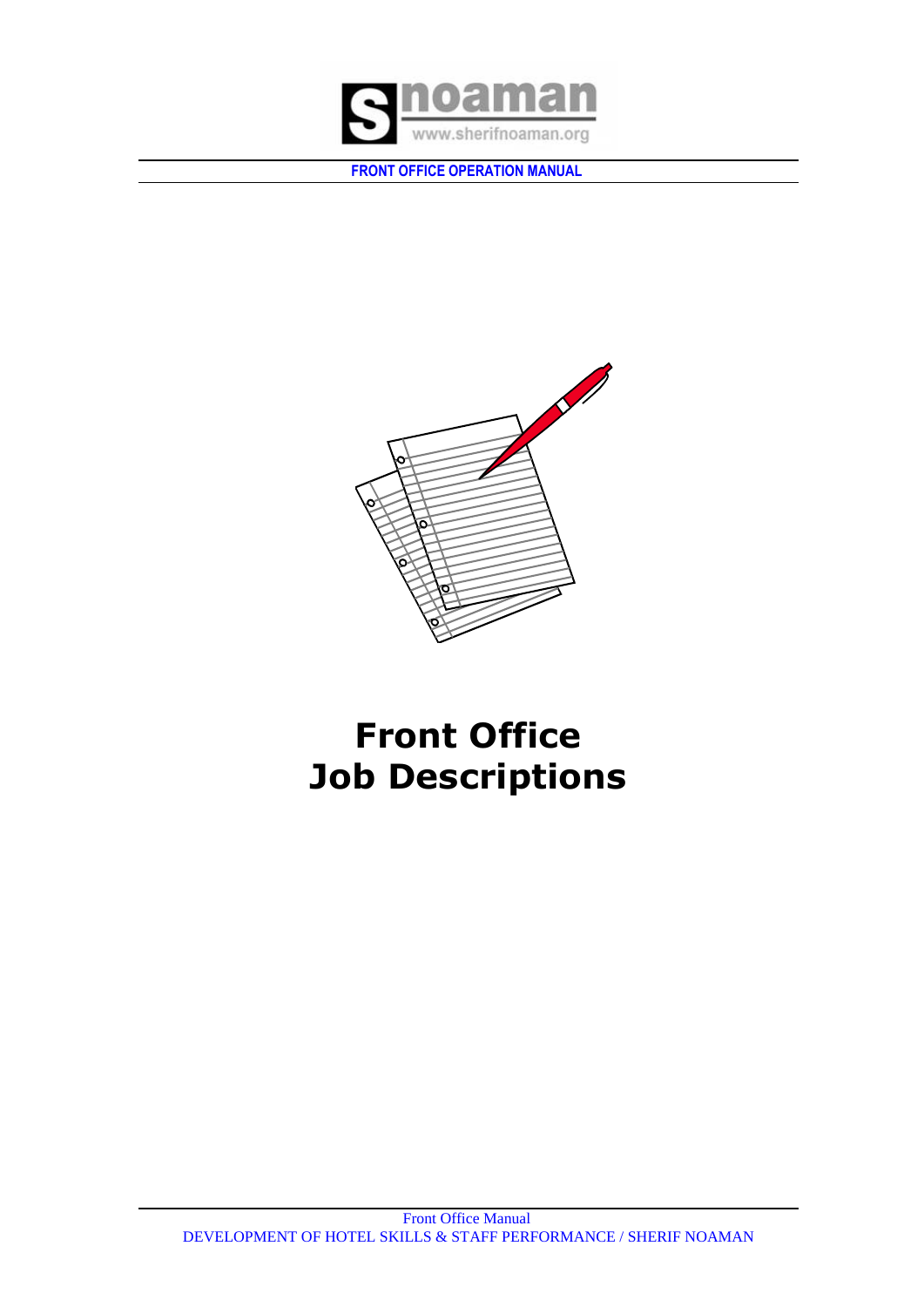# Front Office Job Descriptions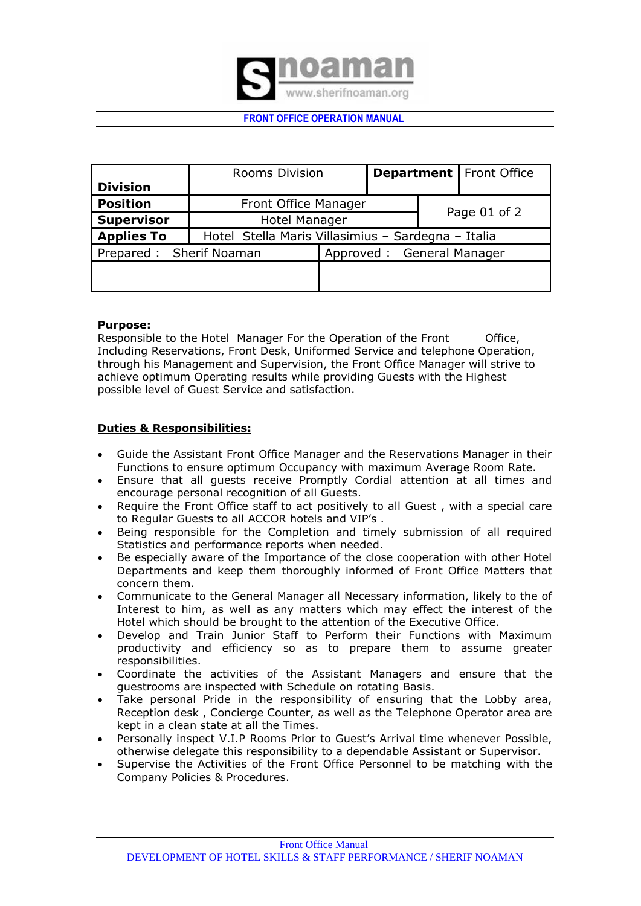**FRONT OFFICE OPERATION MANUAL**

| Division | Rooms Division | Department | Front Office |
|---|---|---|---|
| **Position** | Front Office Manager | Page 01 of 2 | |
| **Supervisor** | Hotel Manager | | |
| **Applies To** | Hotel Stella Maris Villasimius – Sardegna – Italia | | |
| Prepared : Sherif Noaman | Approved : General Manager | | |
| | | | |

**Purpose:**
Responsible to the Hotel Manager For the Operation of the Front Office, Including Reservations, Front Desk, Uniformed Service and telephone Operation, through his Management and Supervision, the Front Office Manager will strive to achieve optimum Operating results while providing Guests with the Highest possible level of Guest Service and satisfaction.

**<u>Duties & Responsibilities:</u>**

- Guide the Assistant Front Office Manager and the Reservations Manager in their Functions to ensure optimum Occupancy with maximum Average Room Rate.
- Ensure that all guests receive Promptly Cordial attention at all times and encourage personal recognition of all Guests.
- Require the Front Office staff to act positively to all Guest , with a special care to Regular Guests to all ACCOR hotels and VIP's .
- Being responsible for the Completion and timely submission of all required Statistics and performance reports when needed.
- Be especially aware of the Importance of the close cooperation with other Hotel Departments and keep them thoroughly informed of Front Office Matters that concern them.
- Communicate to the General Manager all Necessary information, likely to the of Interest to him, as well as any matters which may effect the interest of the Hotel which should be brought to the attention of the Executive Office.
- Develop and Train Junior Staff to Perform their Functions with Maximum productivity and efficiency so as to prepare them to assume greater responsibilities.
- Coordinate the activities of the Assistant Managers and ensure that the guestrooms are inspected with Schedule on rotating Basis.
- Take personal Pride in the responsibility of ensuring that the Lobby area, Reception desk , Concierge Counter, as well as the Telephone Operator area are kept in a clean state at all the Times.
- Personally inspect V.I.P Rooms Prior to Guest's Arrival time whenever Possible, otherwise delegate this responsibility to a dependable Assistant or Supervisor.
- Supervise the Activities of the Front Office Personnel to be matching with the Company Policies & Procedures.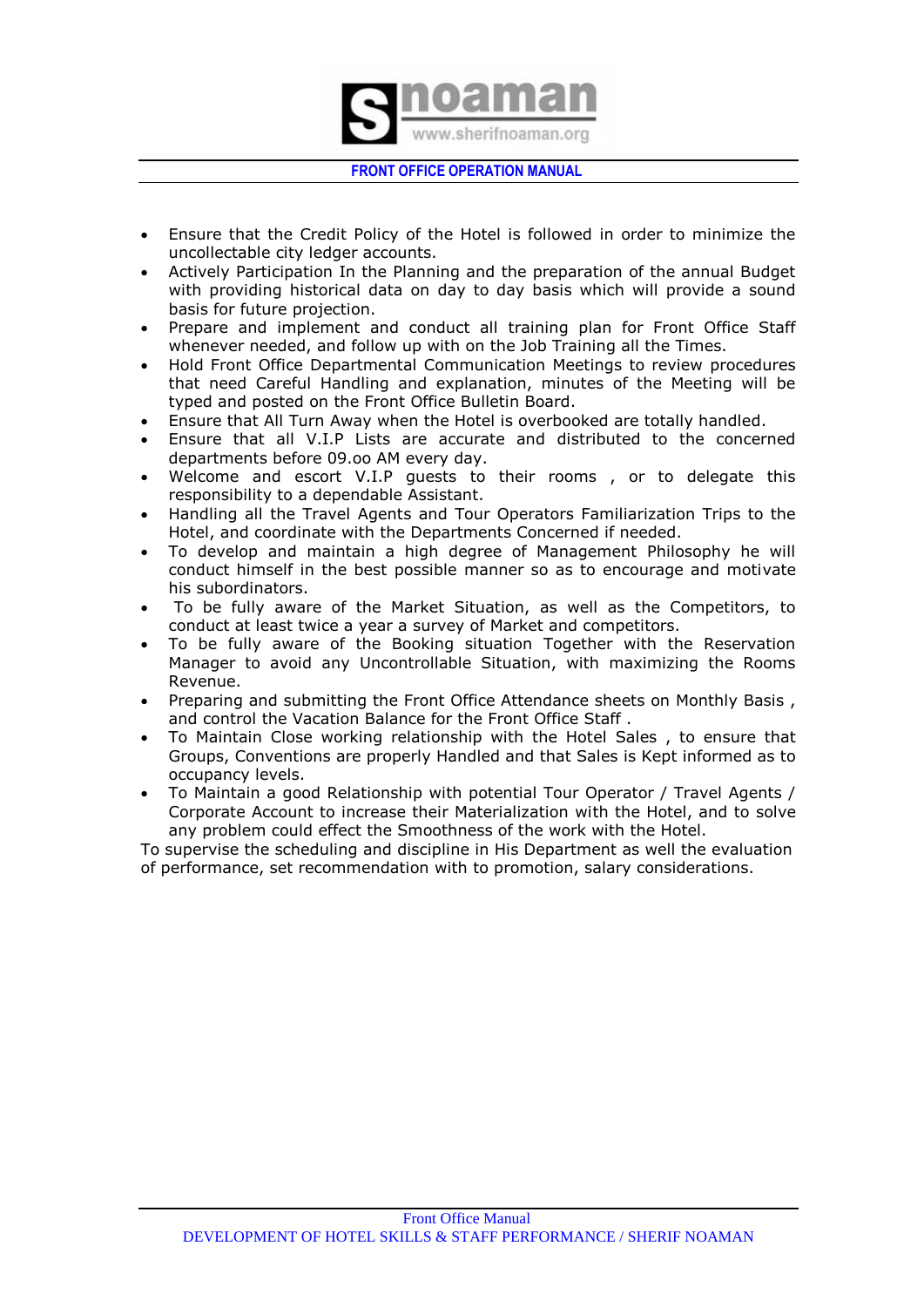- Ensure that the Credit Policy of the Hotel is followed in order to minimize the uncollectable city ledger accounts.
- Actively Participation In the Planning and the preparation of the annual Budget with providing historical data on day to day basis which will provide a sound basis for future projection.
- Prepare and implement and conduct all training plan for Front Office Staff whenever needed, and follow up with on the Job Training all the Times.
- Hold Front Office Departmental Communication Meetings to review procedures that need Careful Handling and explanation, minutes of the Meeting will be typed and posted on the Front Office Bulletin Board.
- Ensure that All Turn Away when the Hotel is overbooked are totally handled.
- Ensure that all V.I.P Lists are accurate and distributed to the concerned departments before 09.oo AM every day.
- Welcome and escort V.I.P guests to their rooms , or to delegate this responsibility to a dependable Assistant.
- Handling all the Travel Agents and Tour Operators Familiarization Trips to the Hotel, and coordinate with the Departments Concerned if needed.
- To develop and maintain a high degree of Management Philosophy he will conduct himself in the best possible manner so as to encourage and motivate his subordinators.
- To be fully aware of the Market Situation, as well as the Competitors, to conduct at least twice a year a survey of Market and competitors.
- To be fully aware of the Booking situation Together with the Reservation Manager to avoid any Uncontrollable Situation, with maximizing the Rooms Revenue.
- Preparing and submitting the Front Office Attendance sheets on Monthly Basis , and control the Vacation Balance for the Front Office Staff .
- To Maintain Close working relationship with the Hotel Sales , to ensure that Groups, Conventions are properly Handled and that Sales is Kept informed as to occupancy levels.
- To Maintain a good Relationship with potential Tour Operator / Travel Agents / Corporate Account to increase their Materialization with the Hotel, and to solve any problem could effect the Smoothness of the work with the Hotel.

To supervise the scheduling and discipline in His Department as well the evaluation of performance, set recommendation with to promotion, salary considerations.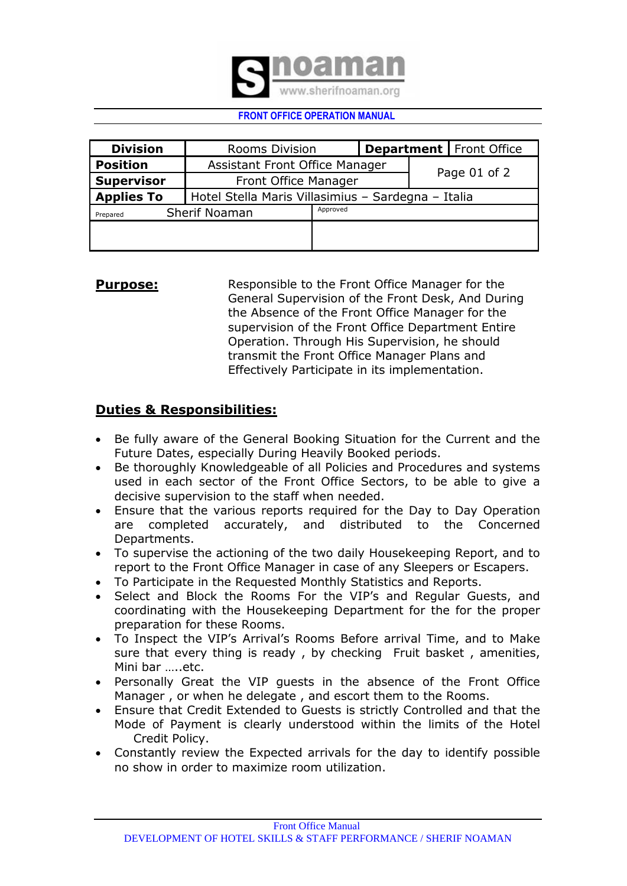**FRONT OFFICE OPERATION MANUAL**

| Division | Rooms Division | Department | Front Office |
|---|---|---|---|
| Position | Assistant Front Office Manager | Page 01 of 2 | |
| Supervisor | Front Office Manager | | |
| Applies To | Hotel Stella Maris Villasimius – Sardegna – Italia | | |
| Prepared Sherif Noaman | Approved | | |

**Purpose:**

Responsible to the Front Office Manager for the General Supervision of the Front Desk, And During the Absence of the Front Office Manager for the supervision of the Front Office Department Entire Operation. Through His Supervision, he should transmit the Front Office Manager Plans and Effectively Participate in its implementation.

## Duties & Responsibilities:

- Be fully aware of the General Booking Situation for the Current and the Future Dates, especially During Heavily Booked periods.
- Be thoroughly Knowledgeable of all Policies and Procedures and systems used in each sector of the Front Office Sectors, to be able to give a decisive supervision to the staff when needed.
- Ensure that the various reports required for the Day to Day Operation are completed accurately, and distributed to the Concerned Departments.
- To supervise the actioning of the two daily Housekeeping Report, and to report to the Front Office Manager in case of any Sleepers or Escapers.
- To Participate in the Required Monthly Statistics and Reports.
- Select and Block the Rooms For the VIP's and Regular Guests, and coordinating with the Housekeeping Department for the for the proper preparation for these Rooms.
- To Inspect the VIP's Arrival's Rooms Before arrival Time, and to Make sure that every thing is ready , by checking Fruit basket , amenities, Mini bar …..etc.
- Personally Great the VIP guests in the absence of the Front Office Manager , or when he delegate , and escort them to the Rooms.
- Ensure that Credit Extended to Guests is strictly Controlled and that the Mode of Payment is clearly understood within the limits of the Hotel Credit Policy.
- Constantly review the Expected arrivals for the day to identify possible no show in order to maximize room utilization.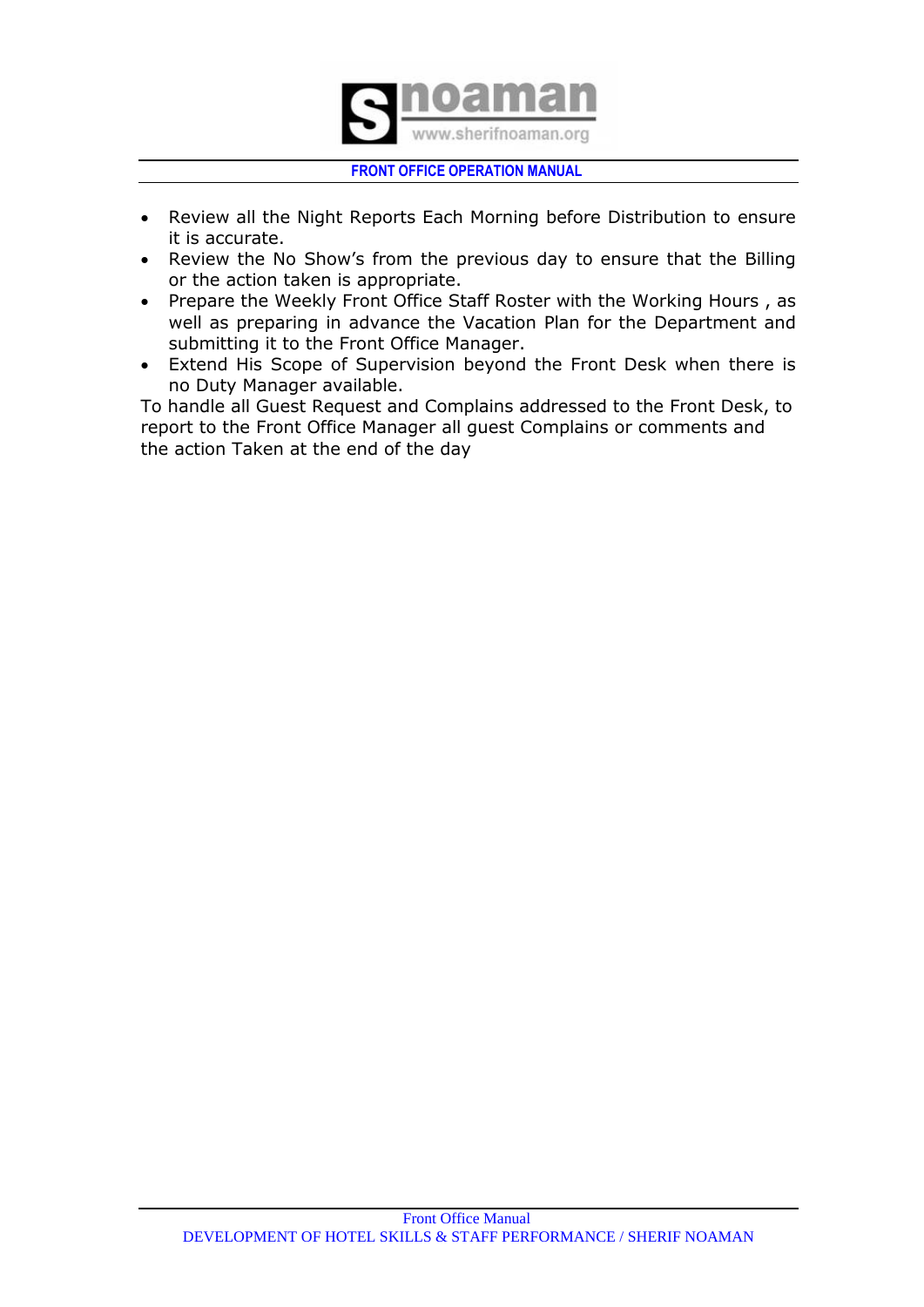- Review all the Night Reports Each Morning before Distribution to ensure it is accurate.
- Review the No Show's from the previous day to ensure that the Billing or the action taken is appropriate.
- Prepare the Weekly Front Office Staff Roster with the Working Hours , as well as preparing in advance the Vacation Plan for the Department and submitting it to the Front Office Manager.
- Extend His Scope of Supervision beyond the Front Desk when there is no Duty Manager available.

To handle all Guest Request and Complains addressed to the Front Desk, to report to the Front Office Manager all guest Complains or comments and the action Taken at the end of the day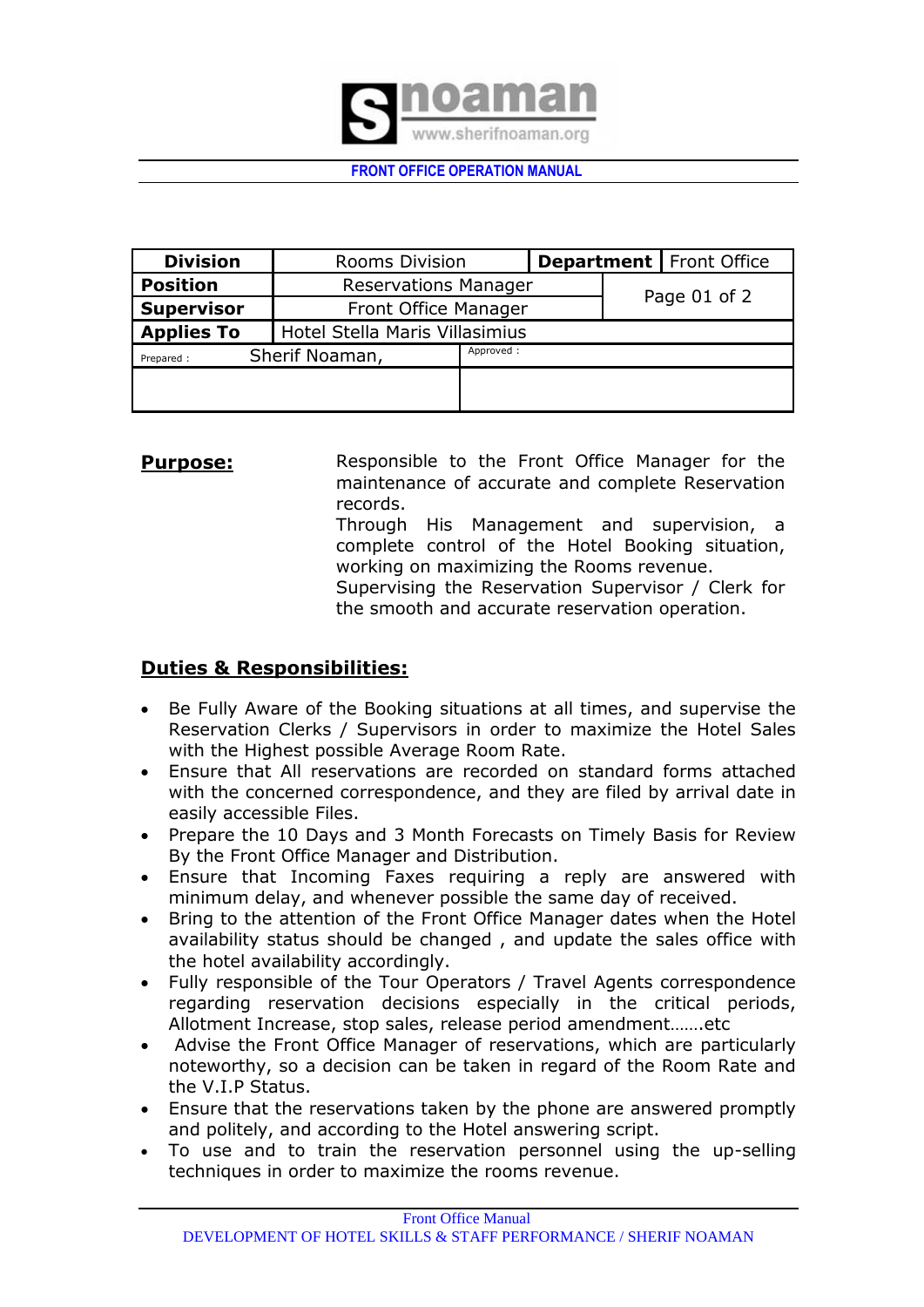| Division | Rooms Division | Department | Front Office |
|---|---|---|---|
| Position | Reservations Manager | Page 01 of 2 | |
| Supervisor | Front Office Manager | | |
| Applies To | Hotel Stella Maris Villasimius | | |
| Prepared : Sherif Noaman, | Approved : | | |

**Purpose:**

Responsible to the Front Office Manager for the maintenance of accurate and complete Reservation records.
Through His Management and supervision, a complete control of the Hotel Booking situation, working on maximizing the Rooms revenue.
Supervising the Reservation Supervisor / Clerk for the smooth and accurate reservation operation.

## Duties & Responsibilities:

- Be Fully Aware of the Booking situations at all times, and supervise the Reservation Clerks / Supervisors in order to maximize the Hotel Sales with the Highest possible Average Room Rate.
- Ensure that All reservations are recorded on standard forms attached with the concerned correspondence, and they are filed by arrival date in easily accessible Files.
- Prepare the 10 Days and 3 Month Forecasts on Timely Basis for Review By the Front Office Manager and Distribution.
- Ensure that Incoming Faxes requiring a reply are answered with minimum delay, and whenever possible the same day of received.
- Bring to the attention of the Front Office Manager dates when the Hotel availability status should be changed , and update the sales office with the hotel availability accordingly.
- Fully responsible of the Tour Operators / Travel Agents correspondence regarding reservation decisions especially in the critical periods, Allotment Increase, stop sales, release period amendment…….etc
- Advise the Front Office Manager of reservations, which are particularly noteworthy, so a decision can be taken in regard of the Room Rate and the V.I.P Status.
- Ensure that the reservations taken by the phone are answered promptly and politely, and according to the Hotel answering script.
- To use and to train the reservation personnel using the up-selling techniques in order to maximize the rooms revenue.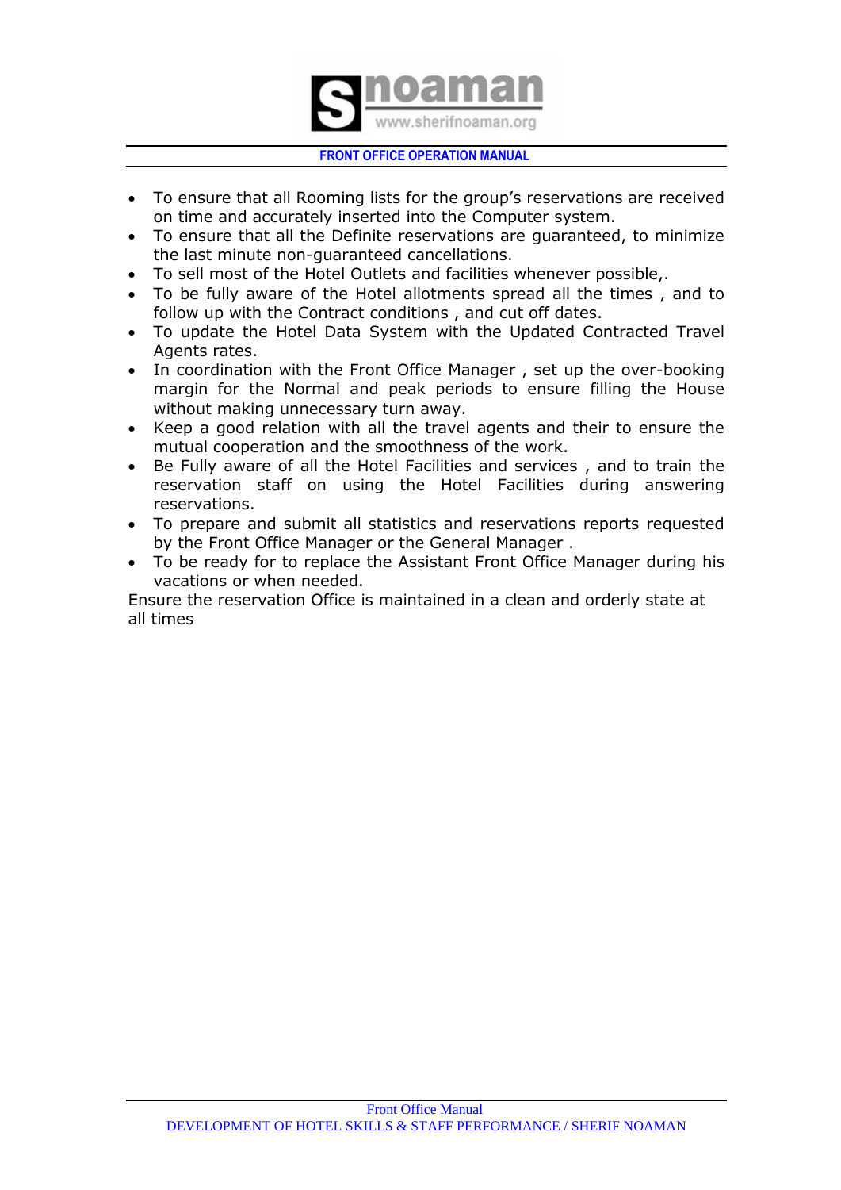- To ensure that all Rooming lists for the group's reservations are received on time and accurately inserted into the Computer system.
- To ensure that all the Definite reservations are guaranteed, to minimize the last minute non-guaranteed cancellations.
- To sell most of the Hotel Outlets and facilities whenever possible,.
- To be fully aware of the Hotel allotments spread all the times , and to follow up with the Contract conditions , and cut off dates.
- To update the Hotel Data System with the Updated Contracted Travel Agents rates.
- In coordination with the Front Office Manager , set up the over-booking margin for the Normal and peak periods to ensure filling the House without making unnecessary turn away.
- Keep a good relation with all the travel agents and their to ensure the mutual cooperation and the smoothness of the work.
- Be Fully aware of all the Hotel Facilities and services , and to train the reservation staff on using the Hotel Facilities during answering reservations.
- To prepare and submit all statistics and reservations reports requested by the Front Office Manager or the General Manager .
- To be ready for to replace the Assistant Front Office Manager during his vacations or when needed.

Ensure the reservation Office is maintained in a clean and orderly state at all times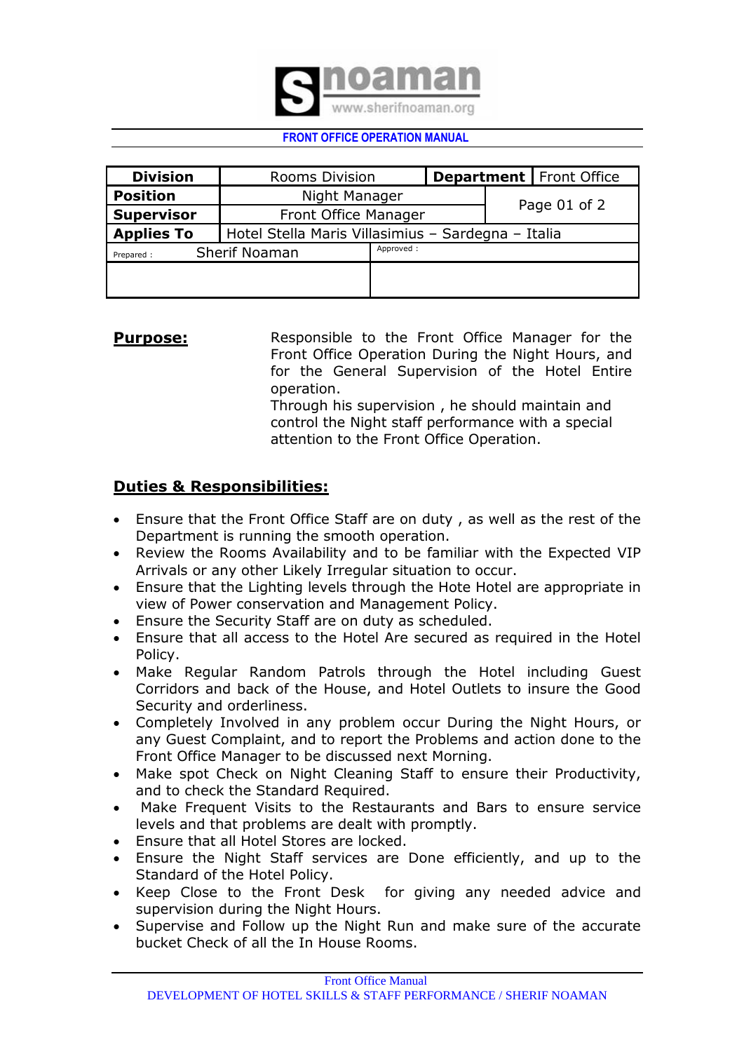**FRONT OFFICE OPERATION MANUAL**

| **Division** | Rooms Division | **Department** | Front Office |
|---|---|---|---|
| **Position** | Night Manager | Page 01 of 2 | |
| **Supervisor** | Front Office Manager | | |
| **Applies To** | Hotel Stella Maris Villasimius – Sardegna – Italia | | |
| Prepared : Sherif Noaman | Approved : | | |

**Purpose:**

Responsible to the Front Office Manager for the Front Office Operation During the Night Hours, and for the General Supervision of the Hotel Entire operation.
Through his supervision , he should maintain and control the Night staff performance with a special attention to the Front Office Operation.

## Duties & Responsibilities:

- Ensure that the Front Office Staff are on duty , as well as the rest of the Department is running the smooth operation.
- Review the Rooms Availability and to be familiar with the Expected VIP Arrivals or any other Likely Irregular situation to occur.
- Ensure that the Lighting levels through the Hote Hotel are appropriate in view of Power conservation and Management Policy.
- Ensure the Security Staff are on duty as scheduled.
- Ensure that all access to the Hotel Are secured as required in the Hotel Policy.
- Make Regular Random Patrols through the Hotel including Guest Corridors and back of the House, and Hotel Outlets to insure the Good Security and orderliness.
- Completely Involved in any problem occur During the Night Hours, or any Guest Complaint, and to report the Problems and action done to the Front Office Manager to be discussed next Morning.
- Make spot Check on Night Cleaning Staff to ensure their Productivity, and to check the Standard Required.
- Make Frequent Visits to the Restaurants and Bars to ensure service levels and that problems are dealt with promptly.
- Ensure that all Hotel Stores are locked.
- Ensure the Night Staff services are Done efficiently, and up to the Standard of the Hotel Policy.
- Keep Close to the Front Desk for giving any needed advice and supervision during the Night Hours.
- Supervise and Follow up the Night Run and make sure of the accurate bucket Check of all the In House Rooms.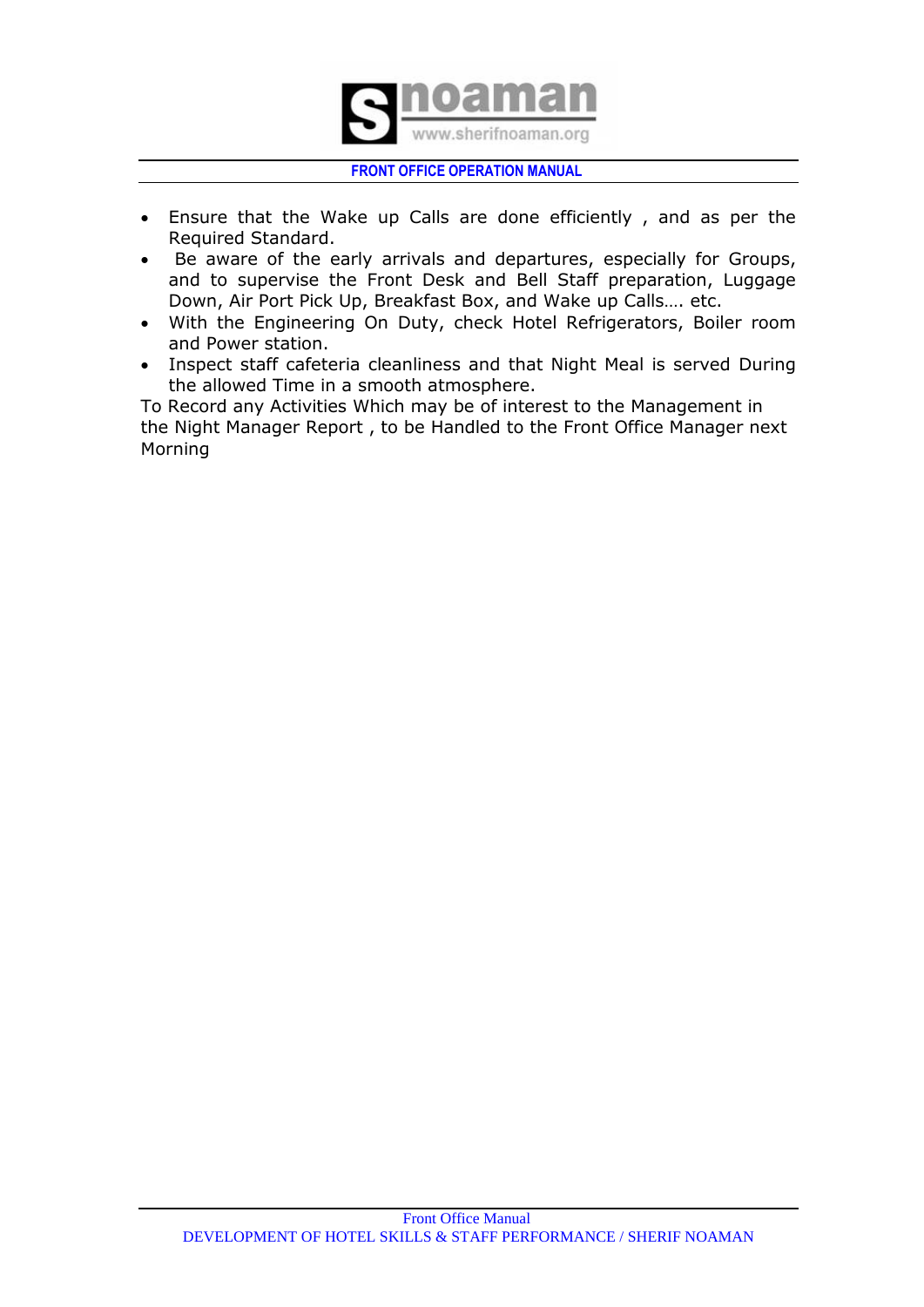- Ensure that the Wake up Calls are done efficiently , and as per the Required Standard.
- Be aware of the early arrivals and departures, especially for Groups, and to supervise the Front Desk and Bell Staff preparation, Luggage Down, Air Port Pick Up, Breakfast Box, and Wake up Calls…. etc.
- With the Engineering On Duty, check Hotel Refrigerators, Boiler room and Power station.
- Inspect staff cafeteria cleanliness and that Night Meal is served During the allowed Time in a smooth atmosphere.

To Record any Activities Which may be of interest to the Management in the Night Manager Report , to be Handled to the Front Office Manager next Morning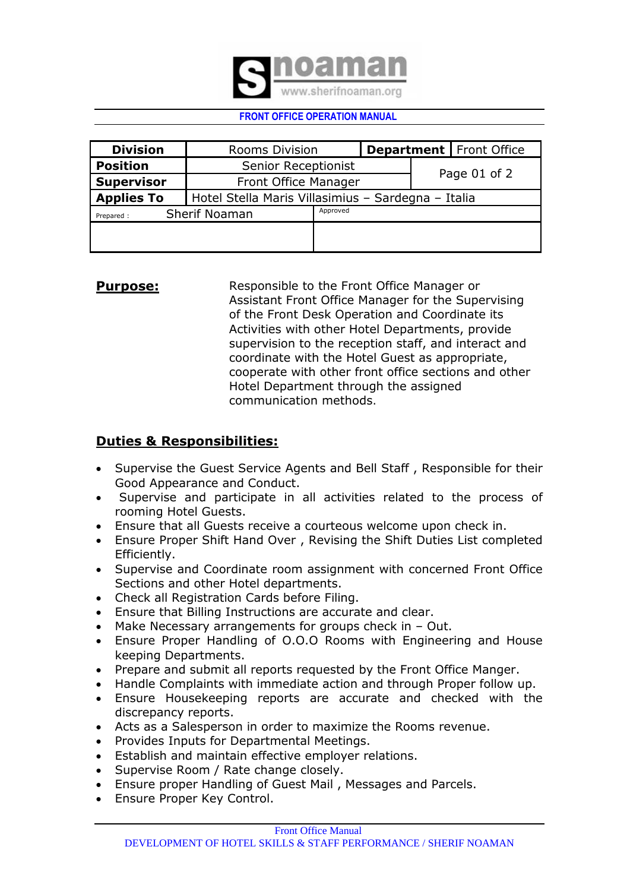**FRONT OFFICE OPERATION MANUAL**

| **Division** | Rooms Division | **Department** | Front Office |
|---|---|---|---|
| **Position** | Senior Receptionist | Page 01 of 2 | |
| **Supervisor** | Front Office Manager | | |
| **Applies To** | Hotel Stella Maris Villasimius – Sardegna – Italia | | |
| Prepared : Sherif Noaman | | Approved | |

**Purpose:**

Responsible to the Front Office Manager or Assistant Front Office Manager for the Supervising of the Front Desk Operation and Coordinate its Activities with other Hotel Departments, provide supervision to the reception staff, and interact and coordinate with the Hotel Guest as appropriate, cooperate with other front office sections and other Hotel Department through the assigned communication methods.

**Duties & Responsibilities:**

- Supervise the Guest Service Agents and Bell Staff , Responsible for their Good Appearance and Conduct.
- Supervise and participate in all activities related to the process of rooming Hotel Guests.
- Ensure that all Guests receive a courteous welcome upon check in.
- Ensure Proper Shift Hand Over , Revising the Shift Duties List completed Efficiently.
- Supervise and Coordinate room assignment with concerned Front Office Sections and other Hotel departments.
- Check all Registration Cards before Filing.
- Ensure that Billing Instructions are accurate and clear.
- Make Necessary arrangements for groups check in – Out.
- Ensure Proper Handling of O.O.O Rooms with Engineering and House keeping Departments.
- Prepare and submit all reports requested by the Front Office Manger.
- Handle Complaints with immediate action and through Proper follow up.
- Ensure Housekeeping reports are accurate and checked with the discrepancy reports.
- Acts as a Salesperson in order to maximize the Rooms revenue.
- Provides Inputs for Departmental Meetings.
- Establish and maintain effective employer relations.
- Supervise Room / Rate change closely.
- Ensure proper Handling of Guest Mail , Messages and Parcels.
- Ensure Proper Key Control.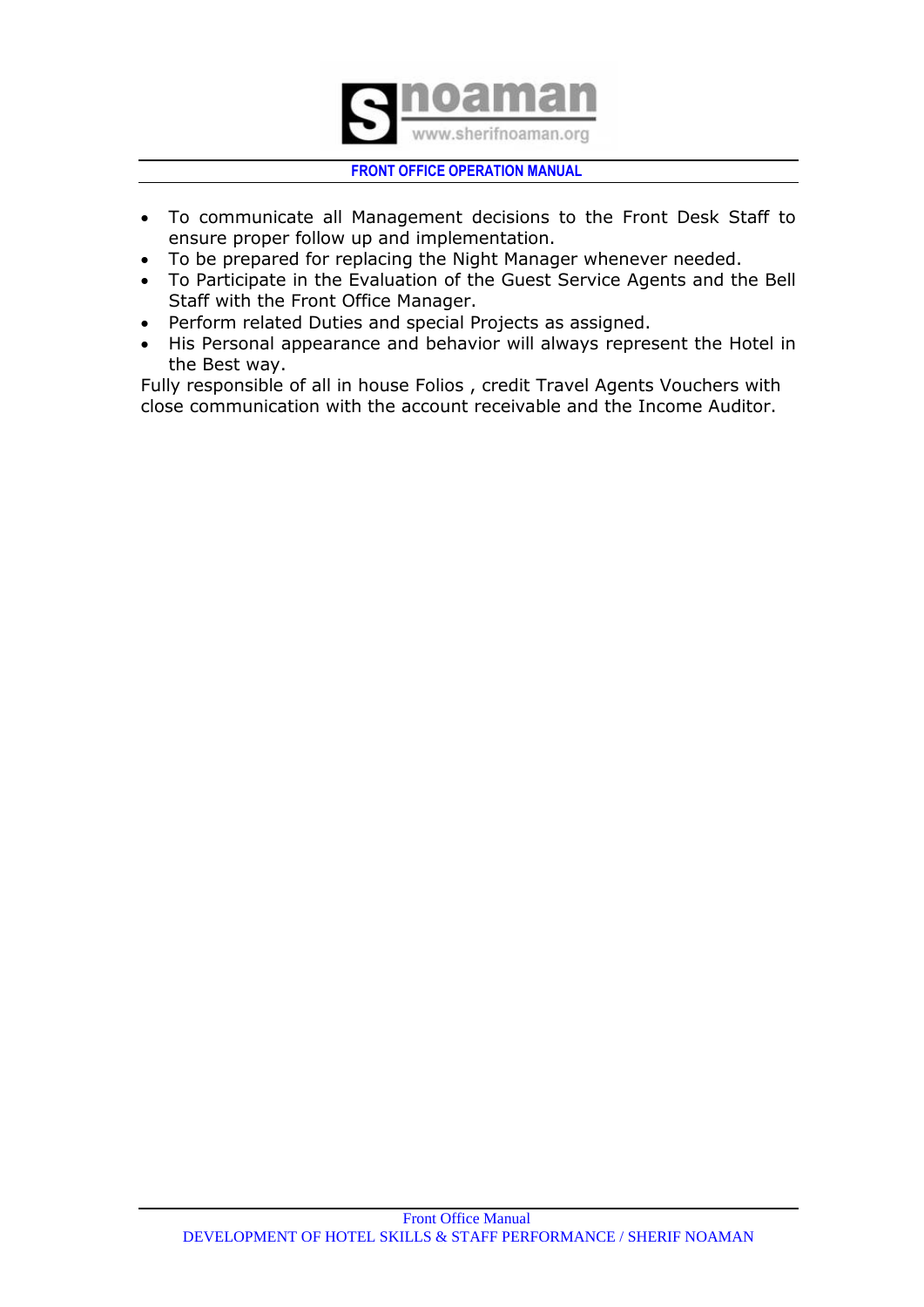- To communicate all Management decisions to the Front Desk Staff to ensure proper follow up and implementation.
- To be prepared for replacing the Night Manager whenever needed.
- To Participate in the Evaluation of the Guest Service Agents and the Bell Staff with the Front Office Manager.
- Perform related Duties and special Projects as assigned.
- His Personal appearance and behavior will always represent the Hotel in the Best way.

Fully responsible of all in house Folios , credit Travel Agents Vouchers with close communication with the account receivable and the Income Auditor.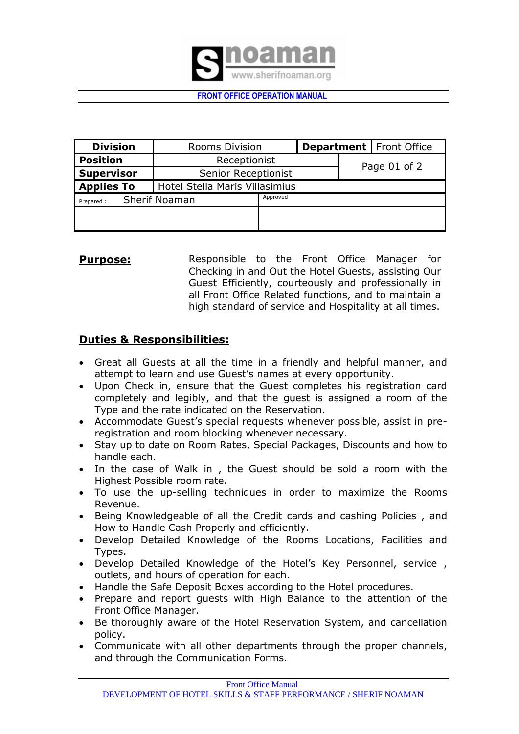**FRONT OFFICE OPERATION MANUAL**

| Division | Rooms Division | | Department | Front Office |
|---|---|---|---|---|
| Position | Receptionist | | Page 01 of 2 | |
| Supervisor | Senior Receptionist | | | |
| Applies To | Hotel Stella Maris Villasimius | | | |
| Prepared : Sherif Noaman | | Approved | | |
| | | | | |

**Purpose:** Responsible to the Front Office Manager for Checking in and Out the Hotel Guests, assisting Our Guest Efficiently, courteously and professionally in all Front Office Related functions, and to maintain a high standard of service and Hospitality at all times.

## Duties & Responsibilities:

- Great all Guests at all the time in a friendly and helpful manner, and attempt to learn and use Guest's names at every opportunity.
- Upon Check in, ensure that the Guest completes his registration card completely and legibly, and that the guest is assigned a room of the Type and the rate indicated on the Reservation.
- Accommodate Guest's special requests whenever possible, assist in pre-registration and room blocking whenever necessary.
- Stay up to date on Room Rates, Special Packages, Discounts and how to handle each.
- In the case of Walk in , the Guest should be sold a room with the Highest Possible room rate.
- To use the up-selling techniques in order to maximize the Rooms Revenue.
- Being Knowledgeable of all the Credit cards and cashing Policies , and How to Handle Cash Properly and efficiently.
- Develop Detailed Knowledge of the Rooms Locations, Facilities and Types.
- Develop Detailed Knowledge of the Hotel's Key Personnel, service , outlets, and hours of operation for each.
- Handle the Safe Deposit Boxes according to the Hotel procedures.
- Prepare and report guests with High Balance to the attention of the Front Office Manager.
- Be thoroughly aware of the Hotel Reservation System, and cancellation policy.
- Communicate with all other departments through the proper channels, and through the Communication Forms.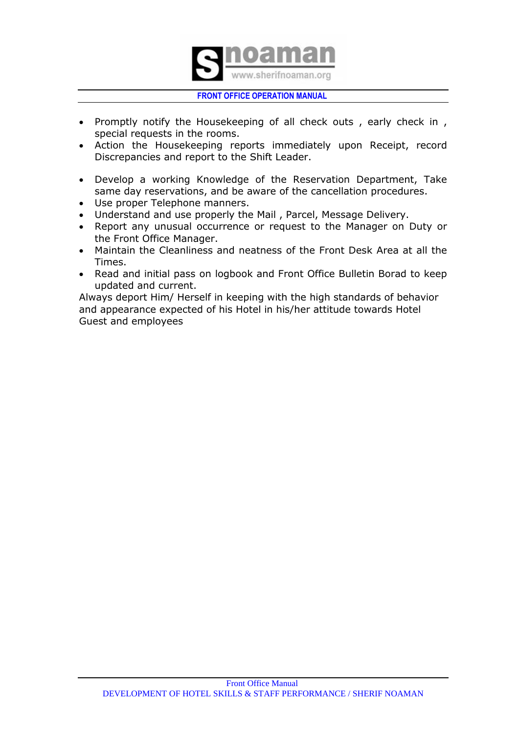- Promptly notify the Housekeeping of all check outs , early check in , special requests in the rooms.
- Action the Housekeeping reports immediately upon Receipt, record Discrepancies and report to the Shift Leader.

- Develop a working Knowledge of the Reservation Department, Take same day reservations, and be aware of the cancellation procedures.
- Use proper Telephone manners.
- Understand and use properly the Mail , Parcel, Message Delivery.
- Report any unusual occurrence or request to the Manager on Duty or the Front Office Manager.
- Maintain the Cleanliness and neatness of the Front Desk Area at all the Times.
- Read and initial pass on logbook and Front Office Bulletin Borad to keep updated and current.

Always deport Him/ Herself in keeping with the high standards of behavior and appearance expected of his Hotel in his/her attitude towards Hotel Guest and employees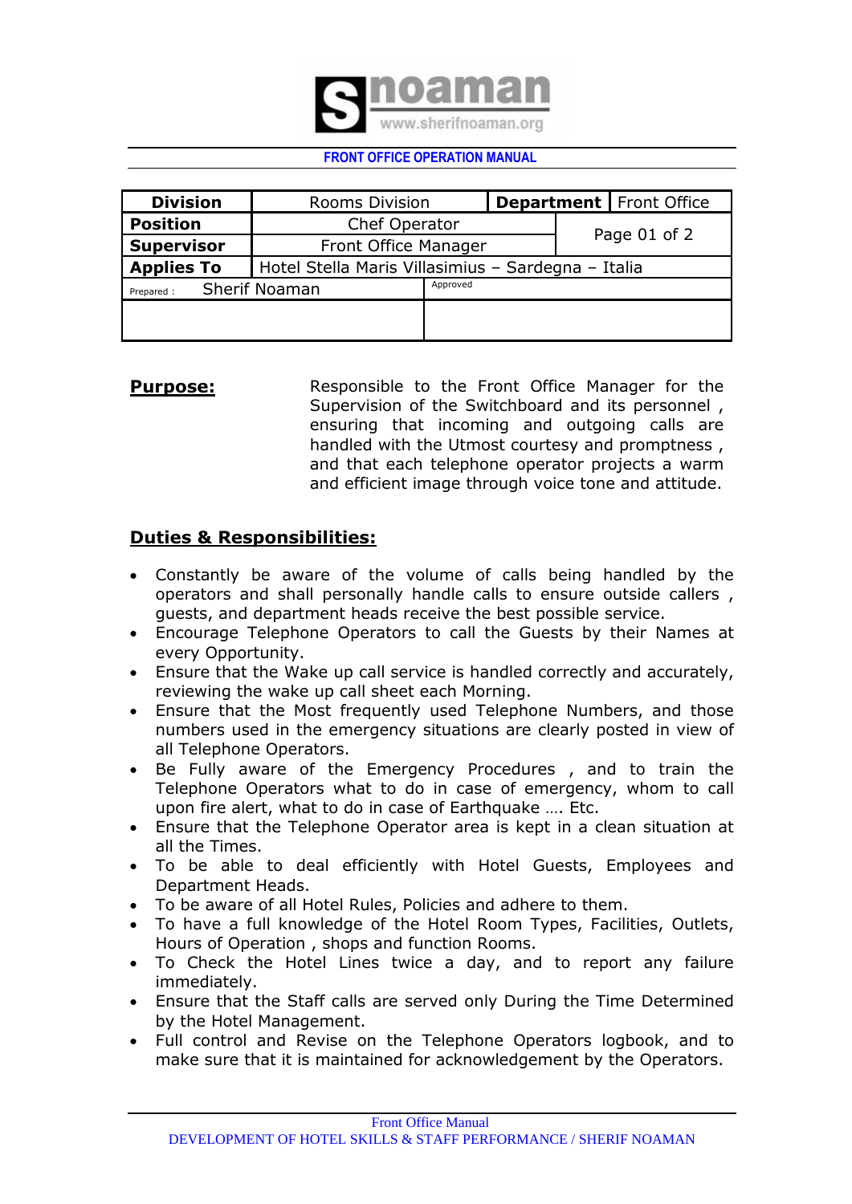**FRONT OFFICE OPERATION MANUAL**

| **Division** | Rooms Division | **Department** | Front Office |
|---|---|---|---|
| **Position** | Chef Operator | Page 01 of 2 | |
| **Supervisor** | Front Office Manager | | |
| **Applies To** | Hotel Stella Maris Villasimius – Sardegna – Italia | | |
| Prepared : Sherif Noaman | | Approved | |

**Purpose:**

Responsible to the Front Office Manager for the Supervision of the Switchboard and its personnel , ensuring that incoming and outgoing calls are handled with the Utmost courtesy and promptness , and that each telephone operator projects a warm and efficient image through voice tone and attitude.

**Duties & Responsibilities:**

- Constantly be aware of the volume of calls being handled by the operators and shall personally handle calls to ensure outside callers , guests, and department heads receive the best possible service.
- Encourage Telephone Operators to call the Guests by their Names at every Opportunity.
- Ensure that the Wake up call service is handled correctly and accurately, reviewing the wake up call sheet each Morning.
- Ensure that the Most frequently used Telephone Numbers, and those numbers used in the emergency situations are clearly posted in view of all Telephone Operators.
- Be Fully aware of the Emergency Procedures , and to train the Telephone Operators what to do in case of emergency, whom to call upon fire alert, what to do in case of Earthquake …. Etc.
- Ensure that the Telephone Operator area is kept in a clean situation at all the Times.
- To be able to deal efficiently with Hotel Guests, Employees and Department Heads.
- To be aware of all Hotel Rules, Policies and adhere to them.
- To have a full knowledge of the Hotel Room Types, Facilities, Outlets, Hours of Operation , shops and function Rooms.
- To Check the Hotel Lines twice a day, and to report any failure immediately.
- Ensure that the Staff calls are served only During the Time Determined by the Hotel Management.
- Full control and Revise on the Telephone Operators logbook, and to make sure that it is maintained for acknowledgement by the Operators.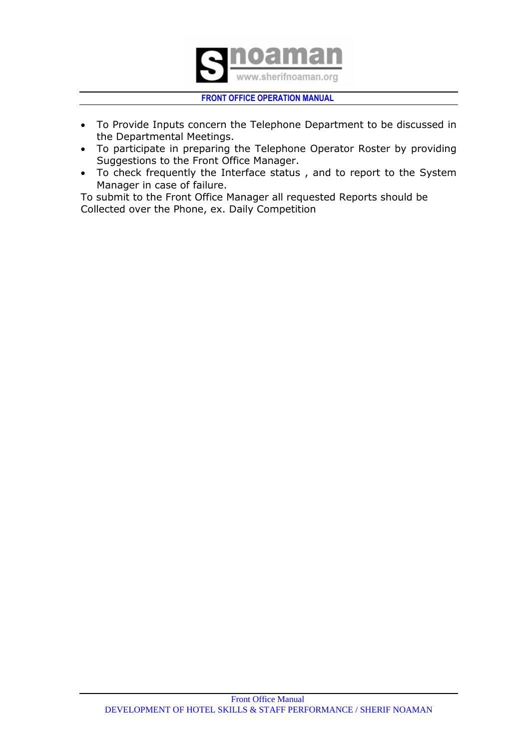- To Provide Inputs concern the Telephone Department to be discussed in the Departmental Meetings.
- To participate in preparing the Telephone Operator Roster by providing Suggestions to the Front Office Manager.
- To check frequently the Interface status , and to report to the System Manager in case of failure.

To submit to the Front Office Manager all requested Reports should be Collected over the Phone, ex. Daily Competition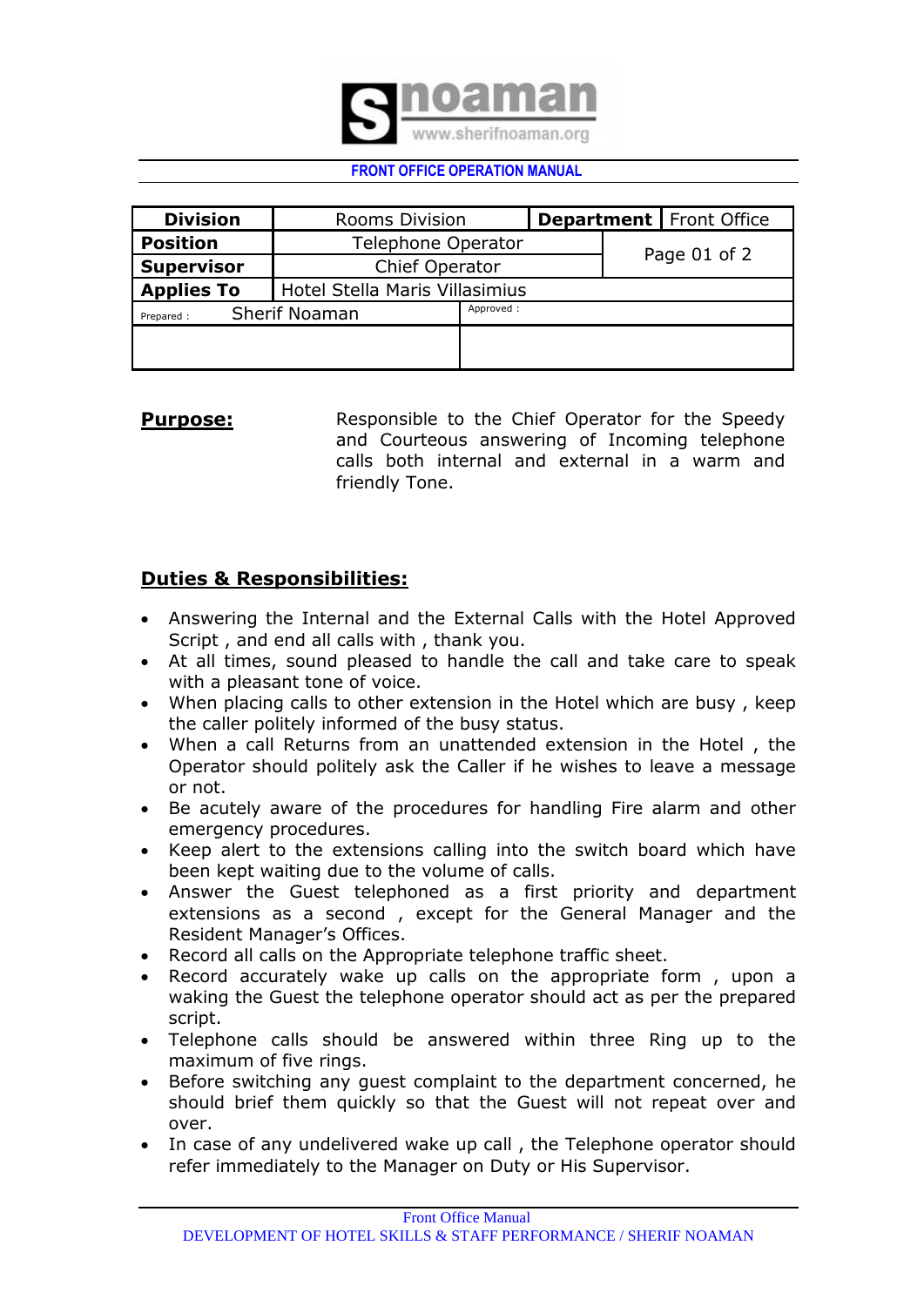**FRONT OFFICE OPERATION MANUAL**

| **Division** | Rooms Division | **Department** | Front Office |
|---|---|---|---|
| **Position** | Telephone Operator | | |
| **Supervisor** | Chief Operator | | |
| **Applies To** | Hotel Stella Maris Villasimius | | |
| Prepared : Sherif Noaman | | Approved : | |

**Purpose:**

Responsible to the Chief Operator for the Speedy and Courteous answering of Incoming telephone calls both internal and external in a warm and friendly Tone.

## **Duties & Responsibilities:**

- Answering the Internal and the External Calls with the Hotel Approved Script , and end all calls with , thank you.
- At all times, sound pleased to handle the call and take care to speak with a pleasant tone of voice.
- When placing calls to other extension in the Hotel which are busy , keep the caller politely informed of the busy status.
- When a call Returns from an unattended extension in the Hotel , the Operator should politely ask the Caller if he wishes to leave a message or not.
- Be acutely aware of the procedures for handling Fire alarm and other emergency procedures.
- Keep alert to the extensions calling into the switch board which have been kept waiting due to the volume of calls.
- Answer the Guest telephoned as a first priority and department extensions as a second , except for the General Manager and the Resident Manager's Offices.
- Record all calls on the Appropriate telephone traffic sheet.
- Record accurately wake up calls on the appropriate form , upon a waking the Guest the telephone operator should act as per the prepared script.
- Telephone calls should be answered within three Ring up to the maximum of five rings.
- Before switching any guest complaint to the department concerned, he should brief them quickly so that the Guest will not repeat over and over.
- In case of any undelivered wake up call , the Telephone operator should refer immediately to the Manager on Duty or His Supervisor.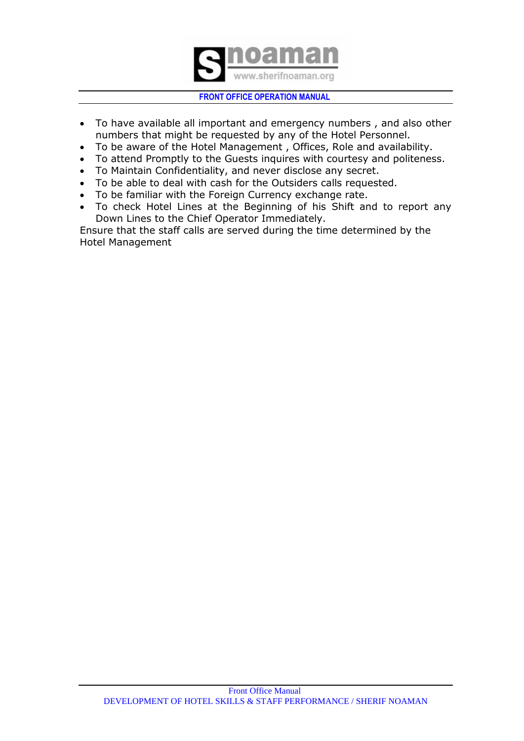- To have available all important and emergency numbers , and also other numbers that might be requested by any of the Hotel Personnel.
- To be aware of the Hotel Management , Offices, Role and availability.
- To attend Promptly to the Guests inquires with courtesy and politeness.
- To Maintain Confidentiality, and never disclose any secret.
- To be able to deal with cash for the Outsiders calls requested.
- To be familiar with the Foreign Currency exchange rate.
- To check Hotel Lines at the Beginning of his Shift and to report any Down Lines to the Chief Operator Immediately.

Ensure that the staff calls are served during the time determined by the Hotel Management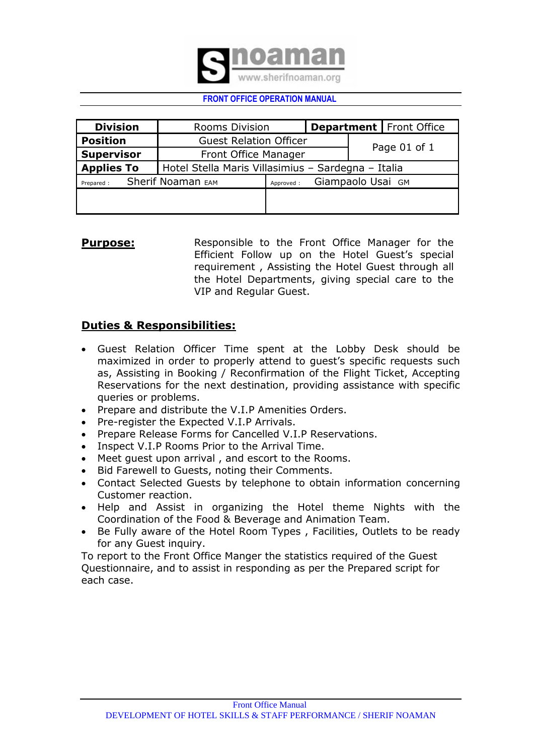**FRONT OFFICE OPERATION MANUAL**

| Division | Rooms Division | Department | Front Office |
|---|---|---|---|
| Position | Guest Relation Officer | Page 01 of 1 | |
| Supervisor | Front Office Manager | | |
| Applies To | Hotel Stella Maris Villasimius – Sardegna – Italia | | |
| Prepared : Sherif Noaman EAM | | Approved : Giampaolo Usai GM | |

**Purpose:**

Responsible to the Front Office Manager for the Efficient Follow up on the Hotel Guest's special requirement , Assisting the Hotel Guest through all the Hotel Departments, giving special care to the VIP and Regular Guest.

**Duties & Responsibilities:**

- Guest Relation Officer Time spent at the Lobby Desk should be maximized in order to properly attend to guest's specific requests such as, Assisting in Booking / Reconfirmation of the Flight Ticket, Accepting Reservations for the next destination, providing assistance with specific queries or problems.
- Prepare and distribute the V.I.P Amenities Orders.
- Pre-register the Expected V.I.P Arrivals.
- Prepare Release Forms for Cancelled V.I.P Reservations.
- Inspect V.I.P Rooms Prior to the Arrival Time.
- Meet guest upon arrival , and escort to the Rooms.
- Bid Farewell to Guests, noting their Comments.
- Contact Selected Guests by telephone to obtain information concerning Customer reaction.
- Help and Assist in organizing the Hotel theme Nights with the Coordination of the Food & Beverage and Animation Team.
- Be Fully aware of the Hotel Room Types , Facilities, Outlets to be ready for any Guest inquiry.

To report to the Front Office Manger the statistics required of the Guest Questionnaire, and to assist in responding as per the Prepared script for each case.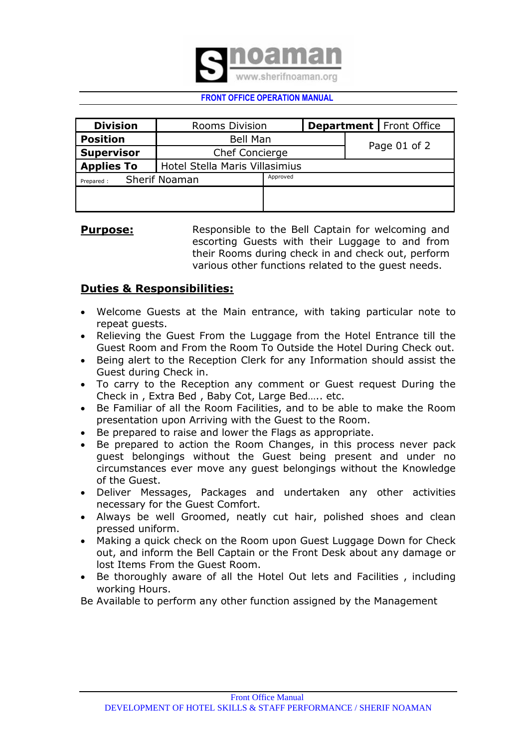**FRONT OFFICE OPERATION MANUAL**

| Division | Rooms Division | Department | Front Office |
|---|---|---|---|
| Position | Bell Man | Page 01 of 2 | |
| Supervisor | Chef Concierge | | |
| Applies To | Hotel Stella Maris Villasimius | | |
| Prepared : Sherif Noaman | | Approved | |

**Purpose:** Responsible to the Bell Captain for welcoming and escorting Guests with their Luggage to and from their Rooms during check in and check out, perform various other functions related to the guest needs.

**Duties & Responsibilities:**

- Welcome Guests at the Main entrance, with taking particular note to repeat guests.
- Relieving the Guest From the Luggage from the Hotel Entrance till the Guest Room and From the Room To Outside the Hotel During Check out.
- Being alert to the Reception Clerk for any Information should assist the Guest during Check in.
- To carry to the Reception any comment or Guest request During the Check in , Extra Bed , Baby Cot, Large Bed….. etc.
- Be Familiar of all the Room Facilities, and to be able to make the Room presentation upon Arriving with the Guest to the Room.
- Be prepared to raise and lower the Flags as appropriate.
- Be prepared to action the Room Changes, in this process never pack guest belongings without the Guest being present and under no circumstances ever move any guest belongings without the Knowledge of the Guest.
- Deliver Messages, Packages and undertaken any other activities necessary for the Guest Comfort.
- Always be well Groomed, neatly cut hair, polished shoes and clean pressed uniform.
- Making a quick check on the Room upon Guest Luggage Down for Check out, and inform the Bell Captain or the Front Desk about any damage or lost Items From the Guest Room.
- Be thoroughly aware of all the Hotel Out lets and Facilities , including working Hours.

Be Available to perform any other function assigned by the Management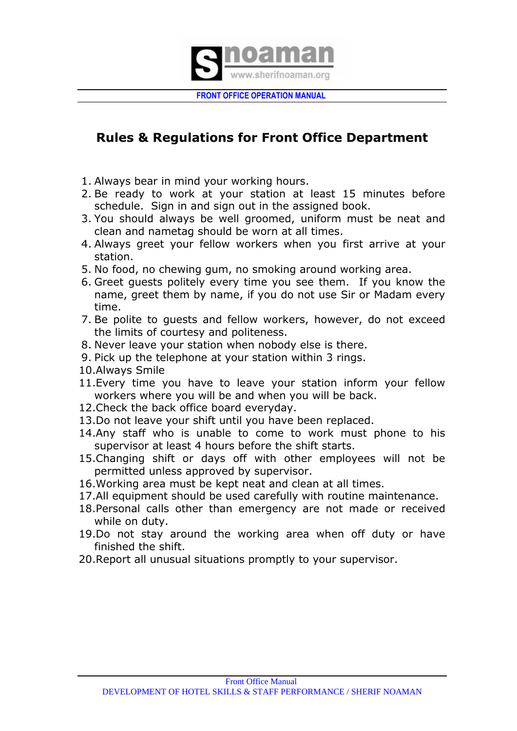## Rules & Regulations for Front Office Department

1. Always bear in mind your working hours.
2. Be ready to work at your station at least 15 minutes before schedule. Sign in and sign out in the assigned book.
3. You should always be well groomed, uniform must be neat and clean and nametag should be worn at all times.
4. Always greet your fellow workers when you first arrive at your station.
5. No food, no chewing gum, no smoking around working area.
6. Greet guests politely every time you see them. If you know the name, greet them by name, if you do not use Sir or Madam every time.
7. Be polite to guests and fellow workers, however, do not exceed the limits of courtesy and politeness.
8. Never leave your station when nobody else is there.
9. Pick up the telephone at your station within 3 rings.
10. Always Smile
11. Every time you have to leave your station inform your fellow workers where you will be and when you will be back.
12. Check the back office board everyday.
13. Do not leave your shift until you have been replaced.
14. Any staff who is unable to come to work must phone to his supervisor at least 4 hours before the shift starts.
15. Changing shift or days off with other employees will not be permitted unless approved by supervisor.
16. Working area must be kept neat and clean at all times.
17. All equipment should be used carefully with routine maintenance.
18. Personal calls other than emergency are not made or received while on duty.
19. Do not stay around the working area when off duty or have finished the shift.
20. Report all unusual situations promptly to your supervisor.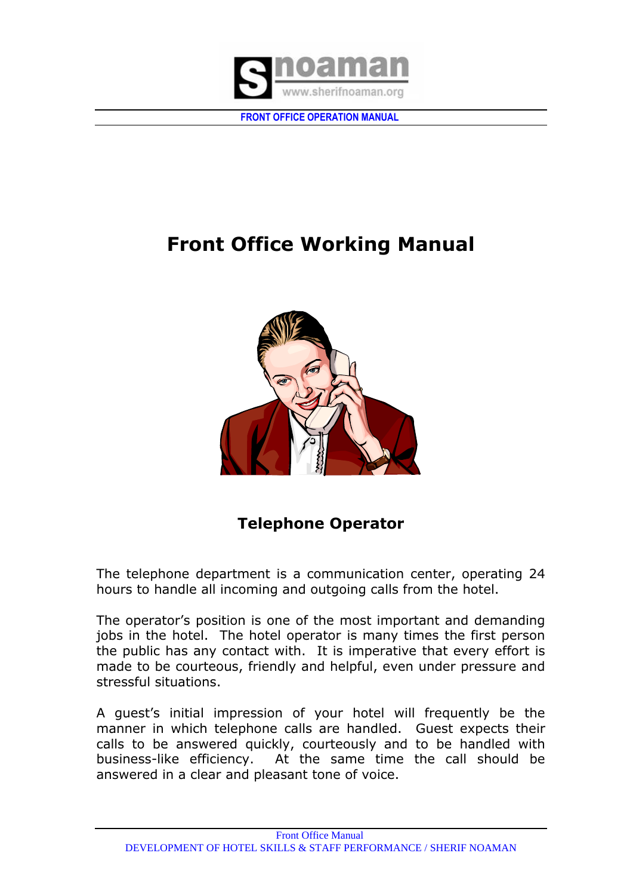# Front Office Working Manual

## Telephone Operator

The telephone department is a communication center, operating 24 hours to handle all incoming and outgoing calls from the hotel.

The operator's position is one of the most important and demanding jobs in the hotel. The hotel operator is many times the first person the public has any contact with. It is imperative that every effort is made to be courteous, friendly and helpful, even under pressure and stressful situations.

A guest's initial impression of your hotel will frequently be the manner in which telephone calls are handled. Guest expects their calls to be answered quickly, courteously and to be handled with business-like efficiency. At the same time the call should be answered in a clear and pleasant tone of voice.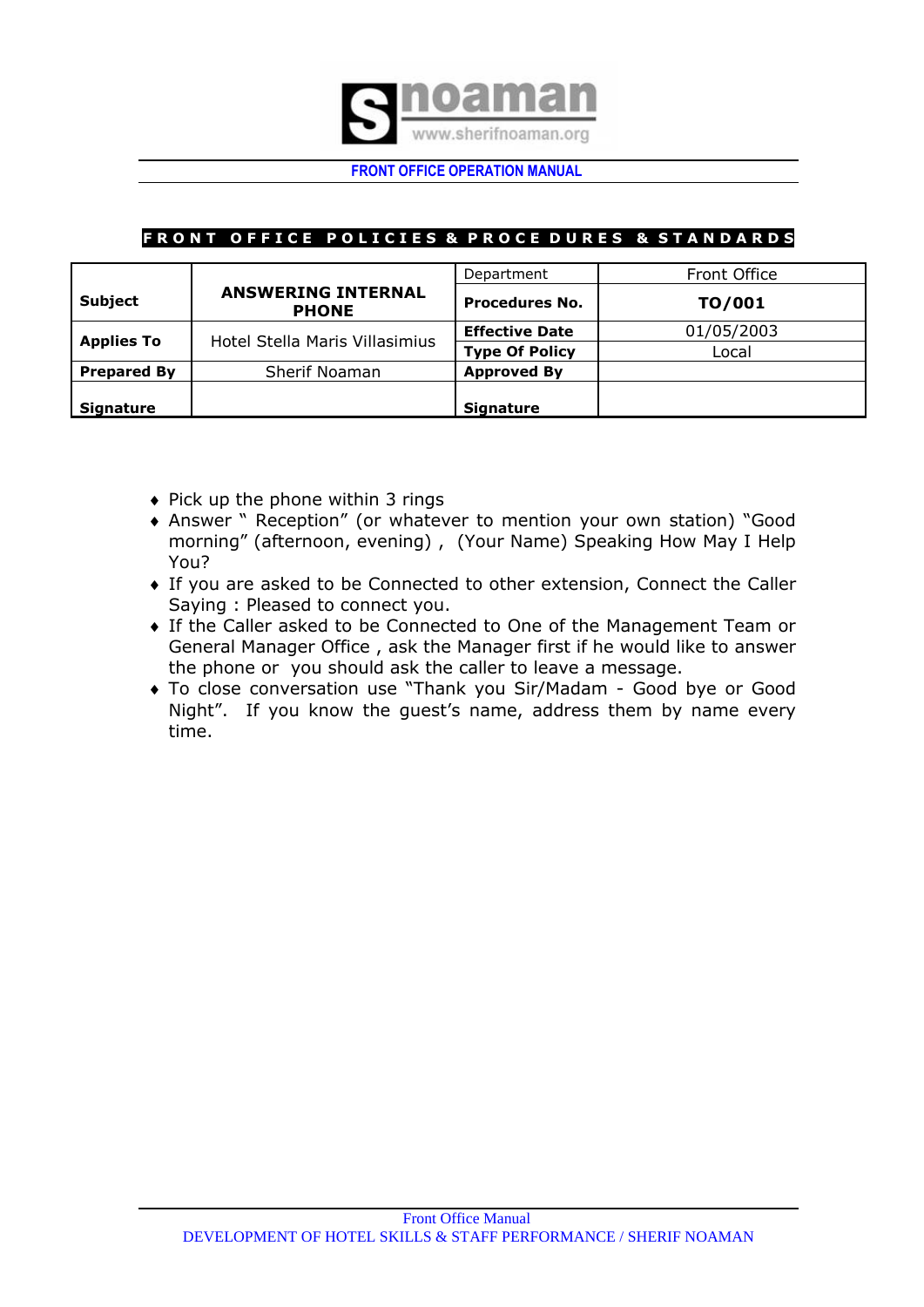**FRONT OFFICE OPERATION MANUAL**

**FRONT OFFICE POLICIES & PROCEDURES & STANDARDS**

| **Subject** | **ANSWERING INTERNAL PHONE** | Department | Front Office |
|---|---|---|---|
| | | **Procedures No.** | **TO/001** |
| **Applies To** | Hotel Stella Maris Villasimius | **Effective Date** | 01/05/2003 |
| | | **Type Of Policy** | Local |
| **Prepared By** | Sherif Noaman | **Approved By** | |
| **Signature** | | **Signature** | |

- Pick up the phone within 3 rings
- Answer " Reception" (or whatever to mention your own station) "Good morning" (afternoon, evening) , (Your Name) Speaking How May I Help You?
- If you are asked to be Connected to other extension, Connect the Caller Saying : Pleased to connect you.
- If the Caller asked to be Connected to One of the Management Team or General Manager Office , ask the Manager first if he would like to answer the phone or you should ask the caller to leave a message.
- To close conversation use "Thank you Sir/Madam - Good bye or Good Night". If you know the guest's name, address them by name every time.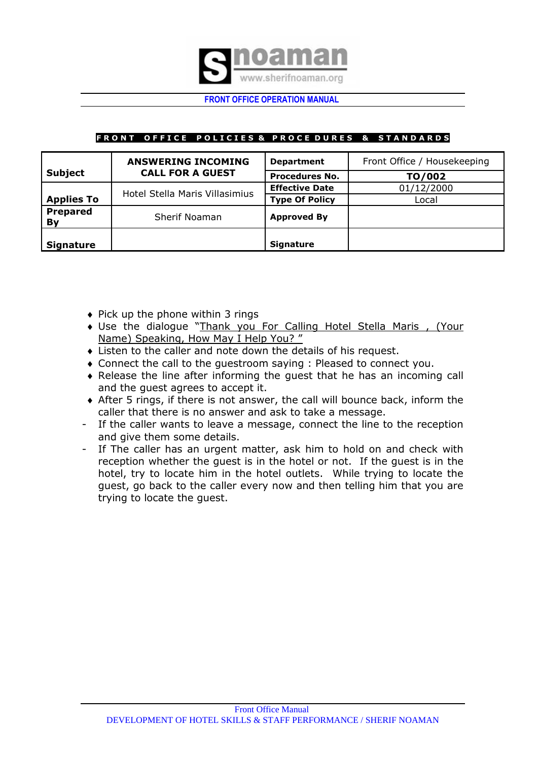FRONT OFFICE OPERATION MANUAL

**FRONT OFFICE POLICIES & PROCEDURES & STANDARDS**

| **Subject** | **ANSWERING INCOMING CALL FOR A GUEST** | **Department** | Front Office / Housekeeping |
|---|---|---|---|
| | | **Procedures No.** | **TO/002** |
| **Applies To** | Hotel Stella Maris Villasimius | **Effective Date** | 01/12/2000 |
| | | **Type Of Policy** | Local |
| **Prepared By** | Sherif Noaman | **Approved By** | |
| **Signature** | | **Signature** | |

- Pick up the phone within 3 rings
- Use the dialogue "Thank you For Calling Hotel Stella Maris , (Your Name) Speaking, How May I Help You? "
- Listen to the caller and note down the details of his request.
- Connect the call to the guestroom saying : Pleased to connect you.
- Release the line after informing the guest that he has an incoming call and the guest agrees to accept it.
- After 5 rings, if there is not answer, the call will bounce back, inform the caller that there is no answer and ask to take a message.
  - If the caller wants to leave a message, connect the line to the reception and give them some details.
  - If The caller has an urgent matter, ask him to hold on and check with reception whether the guest is in the hotel or not. If the guest is in the hotel, try to locate him in the hotel outlets. While trying to locate the guest, go back to the caller every now and then telling him that you are trying to locate the guest.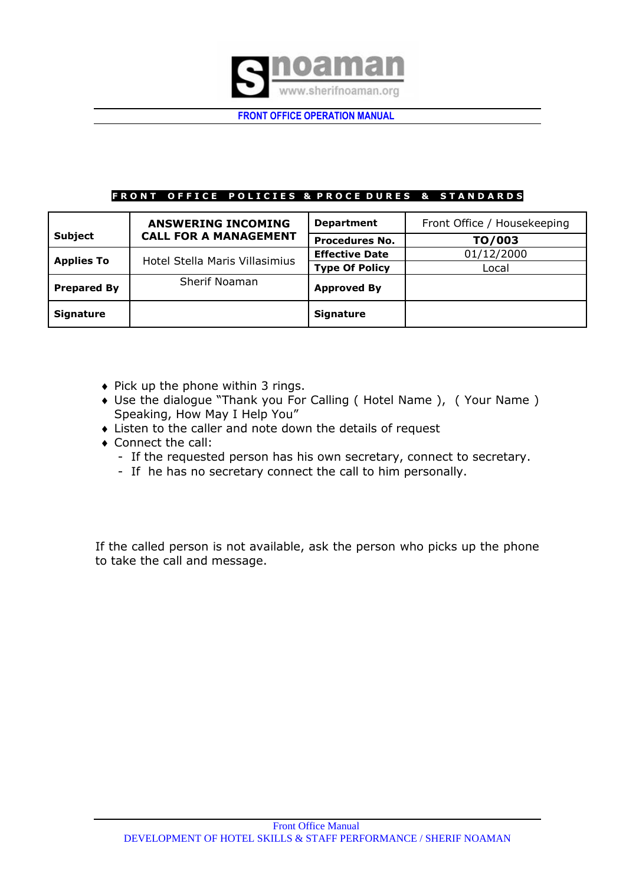**FRONT OFFICE POLICIES & PROCEDURES & STANDARDS**

| **Subject** | **ANSWERING INCOMING CALL FOR A MANAGEMENT** | **Department** | Front Office / Housekeeping |
|---|---|---|---|
| | | **Procedures No.** | **TO/003** |
| **Applies To** | Hotel Stella Maris Villasimius | **Effective Date** | 01/12/2000 |
| | | **Type Of Policy** | Local |
| **Prepared By** | Sherif Noaman | **Approved By** | |
| **Signature** | | **Signature** | |

- Pick up the phone within 3 rings.
- Use the dialogue "Thank you For Calling ( Hotel Name ), ( Your Name ) Speaking, How May I Help You"
- Listen to the caller and note down the details of request
- Connect the call:
  - If the requested person has his own secretary, connect to secretary.
  - If he has no secretary connect the call to him personally.

If the called person is not available, ask the person who picks up the phone to take the call and message.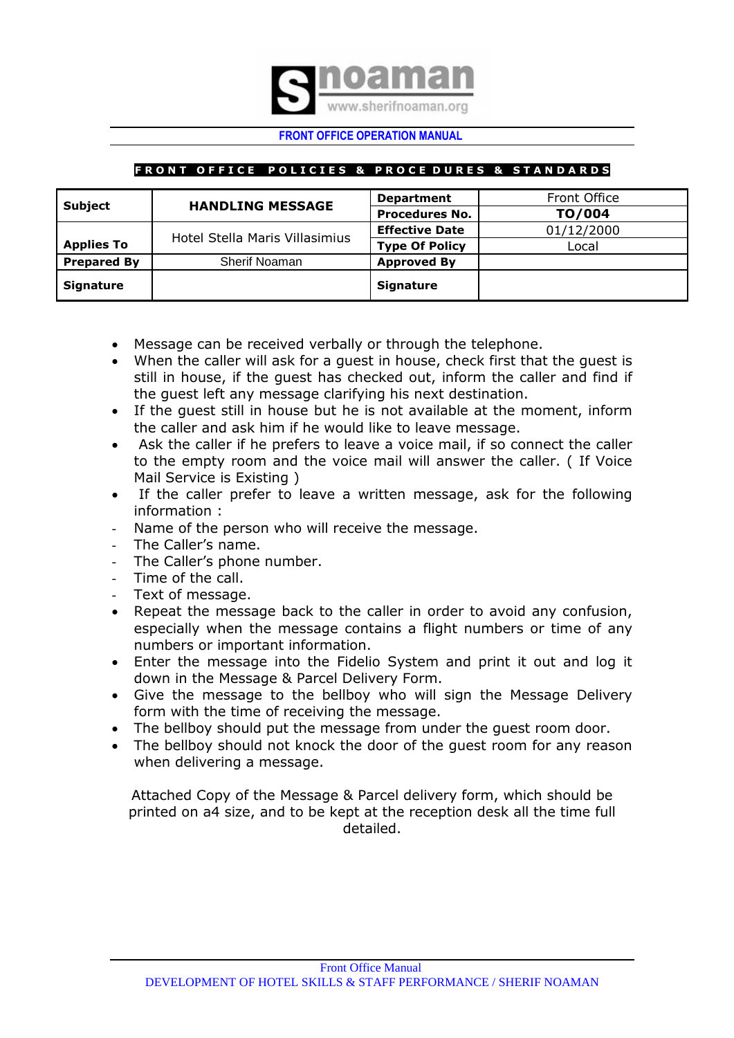**FRONT OFFICE OPERATION MANUAL**

**F R O N T   O F F I C E   P O L I C I E S   &   P R O C E D U R E S   &   S T A N D A R D S**

| **Subject** | **HANDLING MESSAGE** | **Department** | Front Office |
|---|---|---|---|
| | | **Procedures No.** | **TO/004** |
| **Applies To** | Hotel Stella Maris Villasimius | **Effective Date** | 01/12/2000 |
| | | **Type Of Policy** | Local |
| **Prepared By** | Sherif Noaman | **Approved By** | |
| **Signature** | | **Signature** | |

- Message can be received verbally or through the telephone.
- When the caller will ask for a guest in house, check first that the guest is still in house, if the guest has checked out, inform the caller and find if the guest left any message clarifying his next destination.
- If the guest still in house but he is not available at the moment, inform the caller and ask him if he would like to leave message.
- Ask the caller if he prefers to leave a voice mail, if so connect the caller to the empty room and the voice mail will answer the caller. ( If Voice Mail Service is Existing )
- If the caller prefer to leave a written message, ask for the following information :
  - Name of the person who will receive the message.
  - The Caller's name.
  - The Caller's phone number.
  - Time of the call.
  - Text of message.
- Repeat the message back to the caller in order to avoid any confusion, especially when the message contains a flight numbers or time of any numbers or important information.
- Enter the message into the Fidelio System and print it out and log it down in the Message & Parcel Delivery Form.
- Give the message to the bellboy who will sign the Message Delivery form with the time of receiving the message.
- The bellboy should put the message from under the guest room door.
- The bellboy should not knock the door of the guest room for any reason when delivering a message.

Attached Copy of the Message & Parcel delivery form, which should be printed on a4 size, and to be kept at the reception desk all the time full detailed.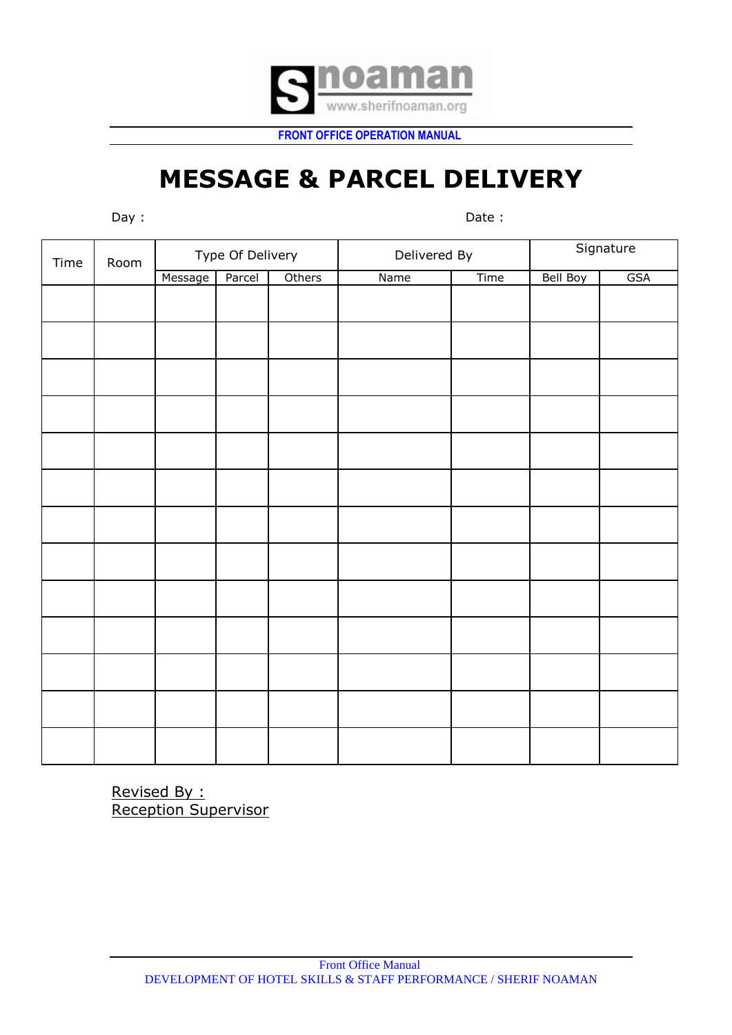# MESSAGE & PARCEL DELIVERY

Day : Date :

| Time | Room | Type Of Delivery | | | Delivered By | | Signature | |
|---|---|---|---|---|---|---|---|---|
| | | Message | Parcel | Others | Name | Time | Bell Boy | GSA |
| | | | | | | | | |
| | | | | | | | | |
| | | | | | | | | |
| | | | | | | | | |
| | | | | | | | | |
| | | | | | | | | |
| | | | | | | | | |
| | | | | | | | | |
| | | | | | | | | |
| | | | | | | | | |
| | | | | | | | | |
| | | | | | | | | |
| | | | | | | | | |

Revised By :
Reception Supervisor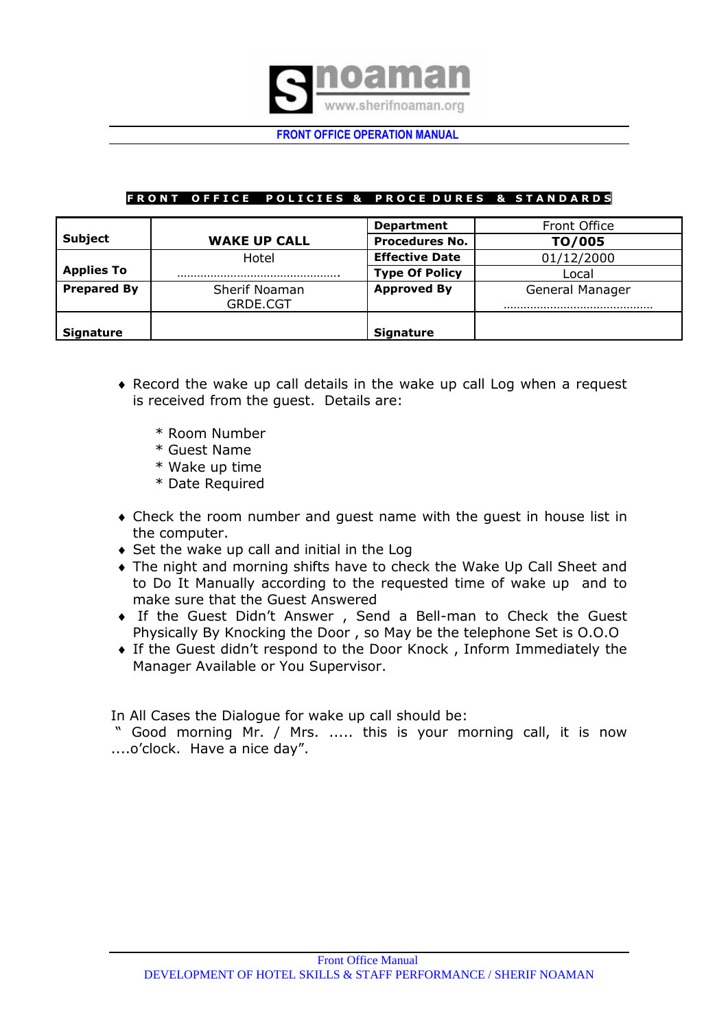FRONT OFFICE OPERATION MANUAL

**FRONT OFFICE POLICIES & PROCEDURES & STANDARDS**

| **Subject** | **WAKE UP CALL** | **Department** | Front Office |
|---|---|---|---|
| | | **Procedures No.** | **TO/005** |
| **Applies To** | Hotel ………………………………………. | **Effective Date** | 01/12/2000 |
| | | **Type Of Policy** | Local |
| **Prepared By** | Sherif Noaman GRDE.CGT | **Approved By** | General Manager ……………………………………… |
| **Signature** | | **Signature** | |

- ♦ Record the wake up call details in the wake up call Log when a request is received from the guest. Details are:

  \* Room Number
  \* Guest Name
  \* Wake up time
  \* Date Required

- ♦ Check the room number and guest name with the guest in house list in the computer.
- ♦ Set the wake up call and initial in the Log
- ♦ The night and morning shifts have to check the Wake Up Call Sheet and to Do It Manually according to the requested time of wake up and to make sure that the Guest Answered
- ♦ If the Guest Didn't Answer , Send a Bell-man to Check the Guest Physically By Knocking the Door , so May be the telephone Set is O.O.O
- ♦ If the Guest didn't respond to the Door Knock , Inform Immediately the Manager Available or You Supervisor.

In All Cases the Dialogue for wake up call should be:
" Good morning Mr. / Mrs. ..... this is your morning call, it is now ....o'clock. Have a nice day".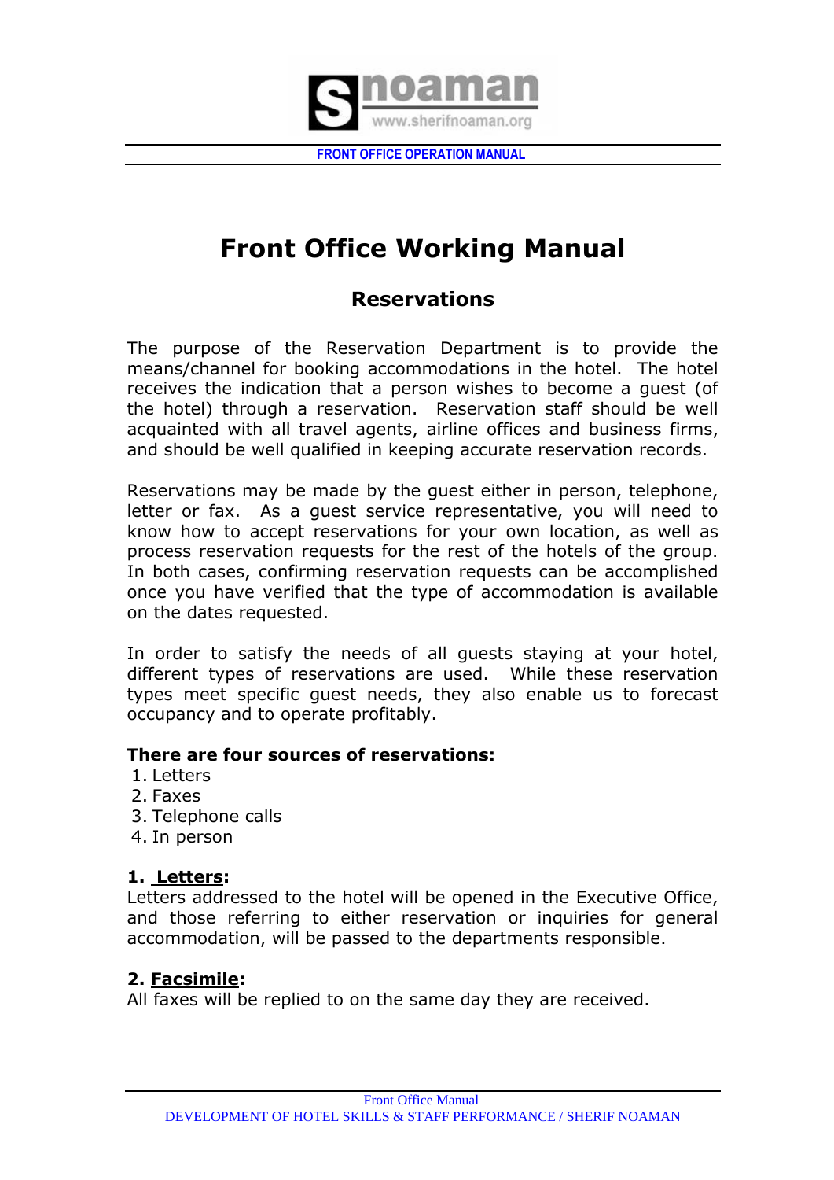# Front Office Working Manual

## Reservations

The purpose of the Reservation Department is to provide the means/channel for booking accommodations in the hotel. The hotel receives the indication that a person wishes to become a guest (of the hotel) through a reservation. Reservation staff should be well acquainted with all travel agents, airline offices and business firms, and should be well qualified in keeping accurate reservation records.

Reservations may be made by the guest either in person, telephone, letter or fax. As a guest service representative, you will need to know how to accept reservations for your own location, as well as process reservation requests for the rest of the hotels of the group. In both cases, confirming reservation requests can be accomplished once you have verified that the type of accommodation is available on the dates requested.

In order to satisfy the needs of all guests staying at your hotel, different types of reservations are used. While these reservation types meet specific guest needs, they also enable us to forecast occupancy and to operate profitably.

**There are four sources of reservations:**

1. Letters
2. Faxes
3. Telephone calls
4. In person

**1. Letters:**

Letters addressed to the hotel will be opened in the Executive Office, and those referring to either reservation or inquiries for general accommodation, will be passed to the departments responsible.

**2. Facsimile:**

All faxes will be replied to on the same day they are received.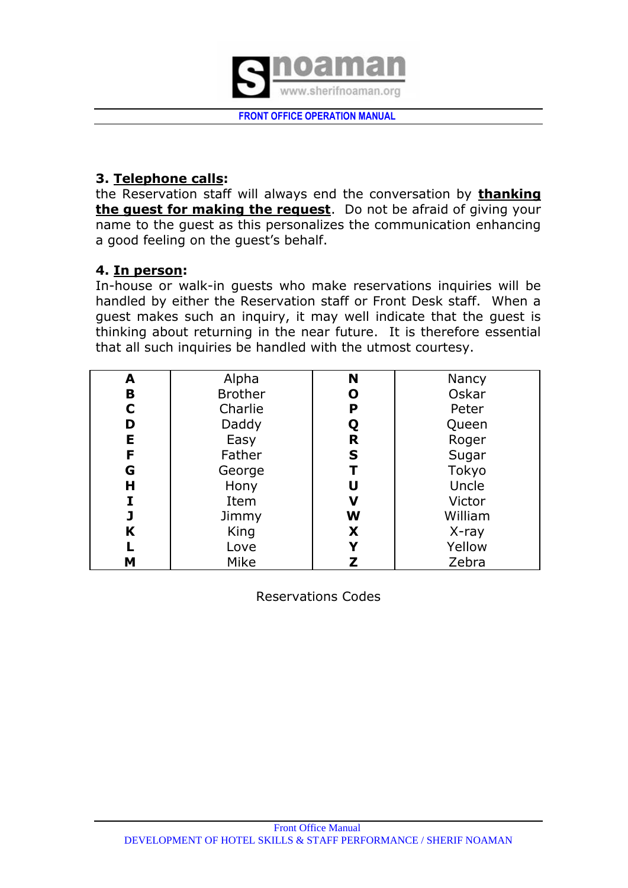**3. <u>Telephone calls</u>:**
the Reservation staff will always end the conversation by **<u>thanking the guest for making the request</u>**. Do not be afraid of giving your name to the guest as this personalizes the communication enhancing a good feeling on the guest's behalf.

**4. <u>In person</u>:**
In-house or walk-in guests who make reservations inquiries will be handled by either the Reservation staff or Front Desk staff. When a guest makes such an inquiry, it may well indicate that the guest is thinking about returning in the near future. It is therefore essential that all such inquiries be handled with the utmost courtesy.

| **A** | Alpha | **N** | Nancy |
|---|---|---|---|
| **B** | Brother | **O** | Oskar |
| **C** | Charlie | **P** | Peter |
| **D** | Daddy | **Q** | Queen |
| **E** | Easy | **R** | Roger |
| **F** | Father | **S** | Sugar |
| **G** | George | **T** | Tokyo |
| **H** | Hony | **U** | Uncle |
| **I** | Item | **V** | Victor |
| **J** | Jimmy | **W** | William |
| **K** | King | **X** | X-ray |
| **L** | Love | **Y** | Yellow |
| **M** | Mike | **Z** | Zebra |

Reservations Codes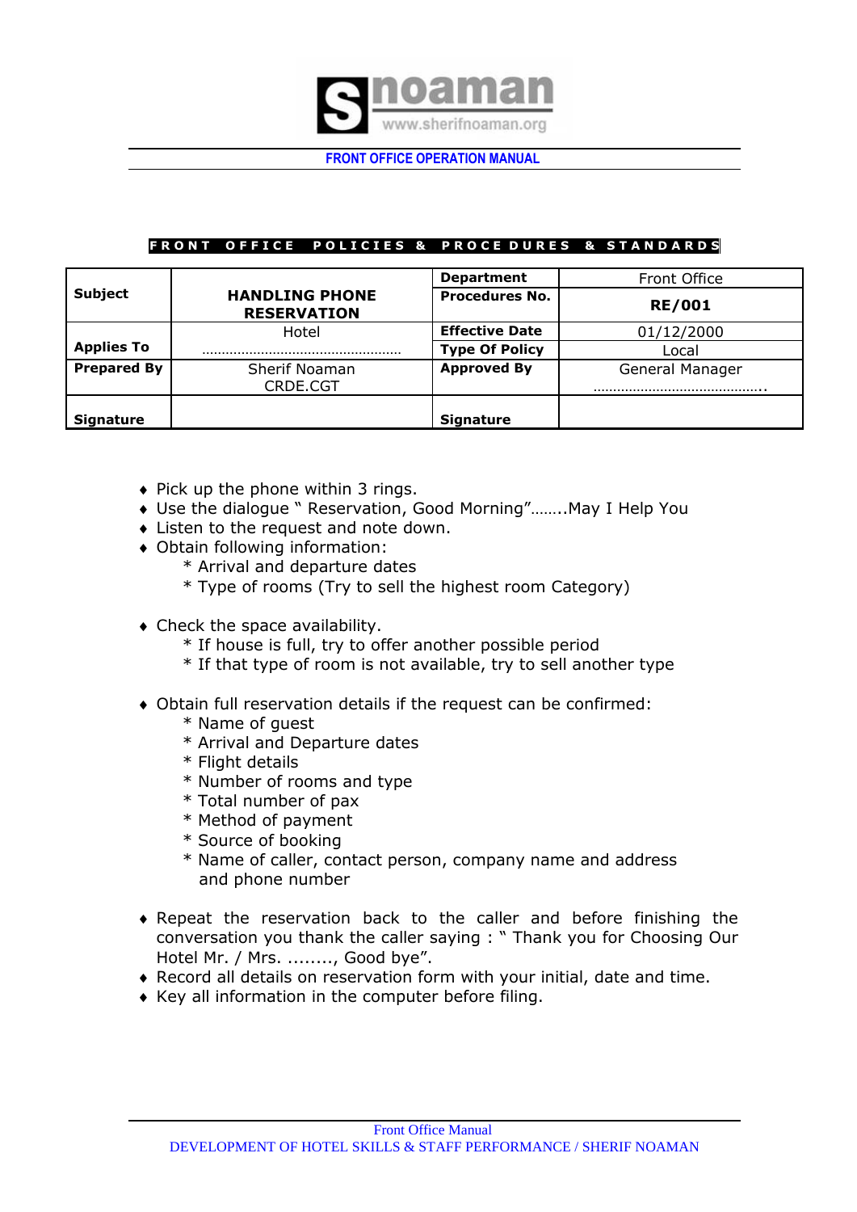FRONT OFFICE POLICIES & PROCEDURES & STANDARDS

| Subject | HANDLING PHONE RESERVATION | Department | Front Office |
|---|---|---|---|
| | | Procedures No. | RE/001 |
| Applies To | Hotel ……………………………………………… | Effective Date | 01/12/2000 |
| | | Type Of Policy | Local |
| Prepared By | Sherif Noaman CRDE.CGT | Approved By | General Manager …………………………………….. |
| Signature | | Signature | |

- Pick up the phone within 3 rings.
- Use the dialogue " Reservation, Good Morning"……..May I Help You
- Listen to the request and note down.
- Obtain following information:
  - * Arrival and departure dates
  - * Type of rooms (Try to sell the highest room Category)
- Check the space availability.
  - * If house is full, try to offer another possible period
  - * If that type of room is not available, try to sell another type
- Obtain full reservation details if the request can be confirmed:
  - * Name of guest
  - * Arrival and Departure dates
  - * Flight details
  - * Number of rooms and type
  - * Total number of pax
  - * Method of payment
  - * Source of booking
  - * Name of caller, contact person, company name and address and phone number
- Repeat the reservation back to the caller and before finishing the conversation you thank the caller saying : " Thank you for Choosing Our Hotel Mr. / Mrs. ........, Good bye".
- Record all details on reservation form with your initial, date and time.
- Key all information in the computer before filing.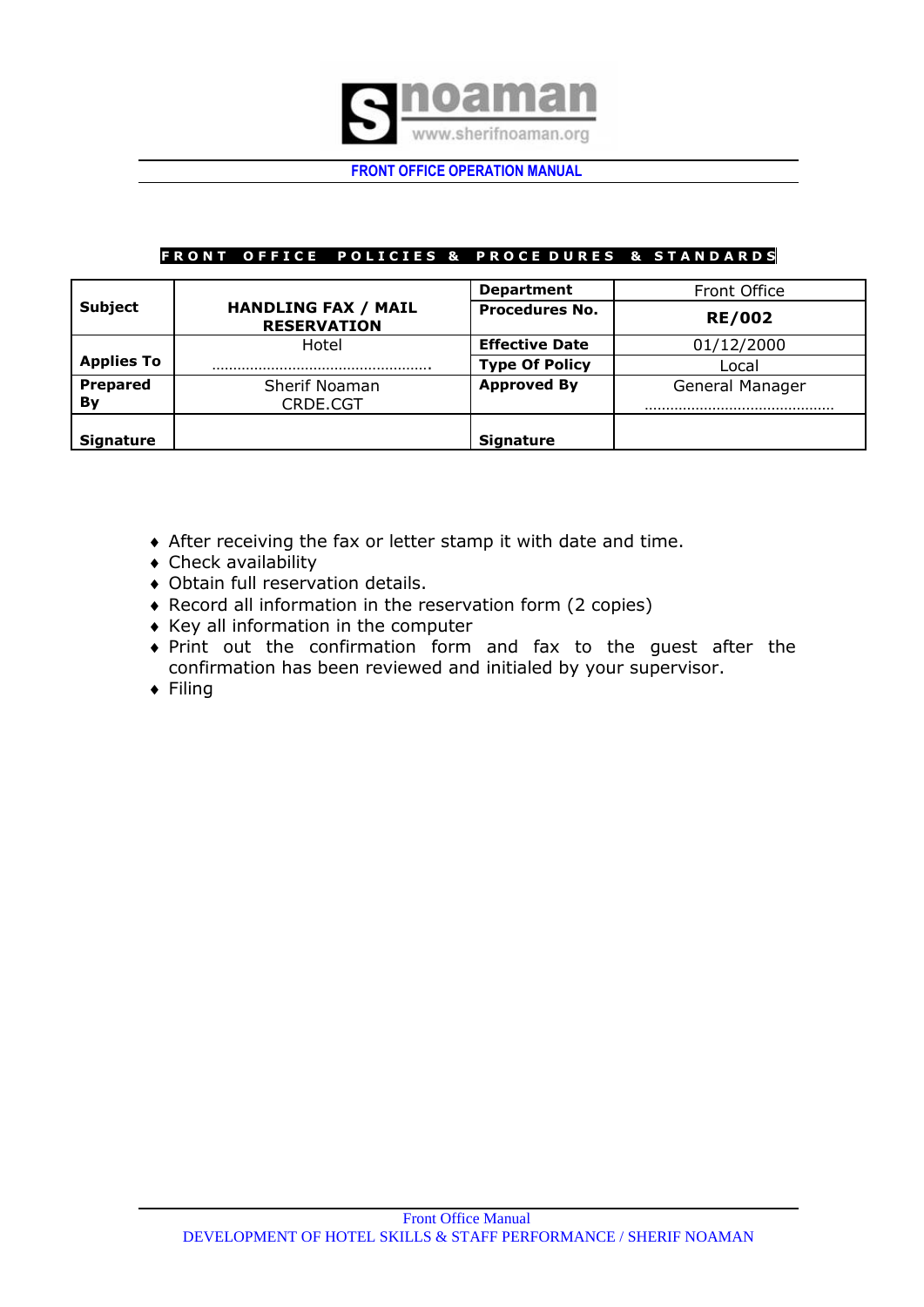**FRONT OFFICE POLICIES & PROCEDURES & STANDARDS**

| **Subject** | **HANDLING FAX / MAIL RESERVATION** | **Department** | Front Office |
|---|---|---|---|
| | | **Procedures No.** | **RE/002** |
| **Applies To** | Hotel ………………………………………… | **Effective Date** | 01/12/2000 |
| | | **Type Of Policy** | Local |
| **Prepared By** | Sherif Noaman CRDE.CGT | **Approved By** | General Manager ……………………………………… |
| **Signature** | | **Signature** | |

- After receiving the fax or letter stamp it with date and time.
- Check availability
- Obtain full reservation details.
- Record all information in the reservation form (2 copies)
- Key all information in the computer
- Print out the confirmation form and fax to the guest after the confirmation has been reviewed and initialed by your supervisor.
- Filing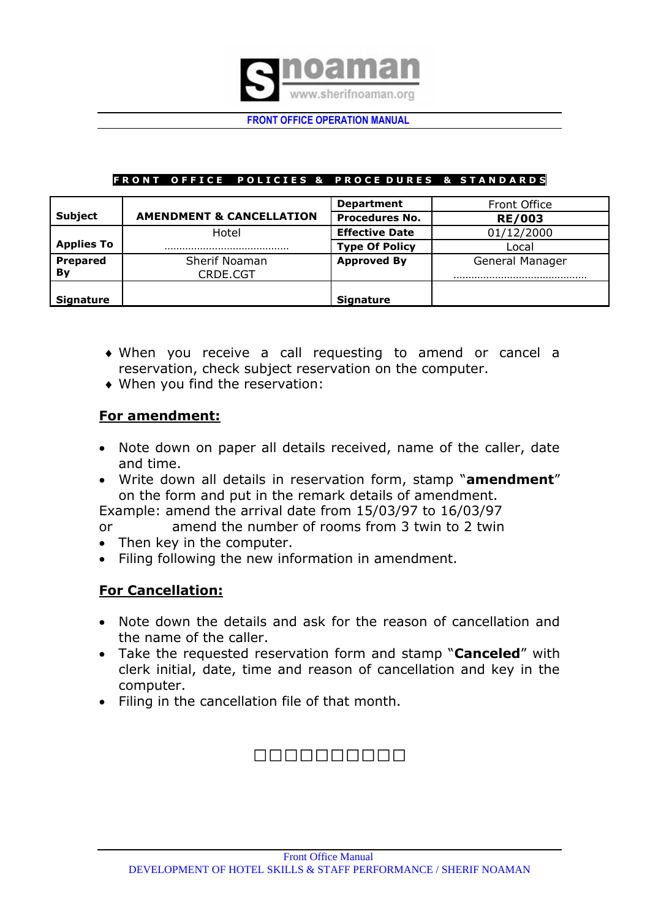**FRONT OFFICE POLICIES & PROCEDURES & STANDARDS**

| Subject | AMENDMENT & CANCELLATION | Department | Front Office |
|---|---|---|---|
| | | Procedures No. | **RE/003** |
| Applies To | Hotel …………………………………… | Effective Date | 01/12/2000 |
| | | Type Of Policy | Local |
| Prepared By | Sherif Noaman CRDE.CGT | Approved By | General Manager ……………………………………… |
| Signature | | Signature | |

- ♦ When you receive a call requesting to amend or cancel a reservation, check subject reservation on the computer.
- ♦ When you find the reservation:

## For amendment:

- Note down on paper all details received, name of the caller, date and time.
- Write down all details in reservation form, stamp "**amendment**" on the form and put in the remark details of amendment.

Example: amend the arrival date from 15/03/97 to 16/03/97
or amend the number of rooms from 3 twin to 2 twin

- Then key in the computer.
- Filing following the new information in amendment.

## For Cancellation:

- Note down the details and ask for the reason of cancellation and the name of the caller.
- Take the requested reservation form and stamp "**Canceled**" with clerk initial, date, time and reason of cancellation and key in the computer.
- Filing in the cancellation file of that month.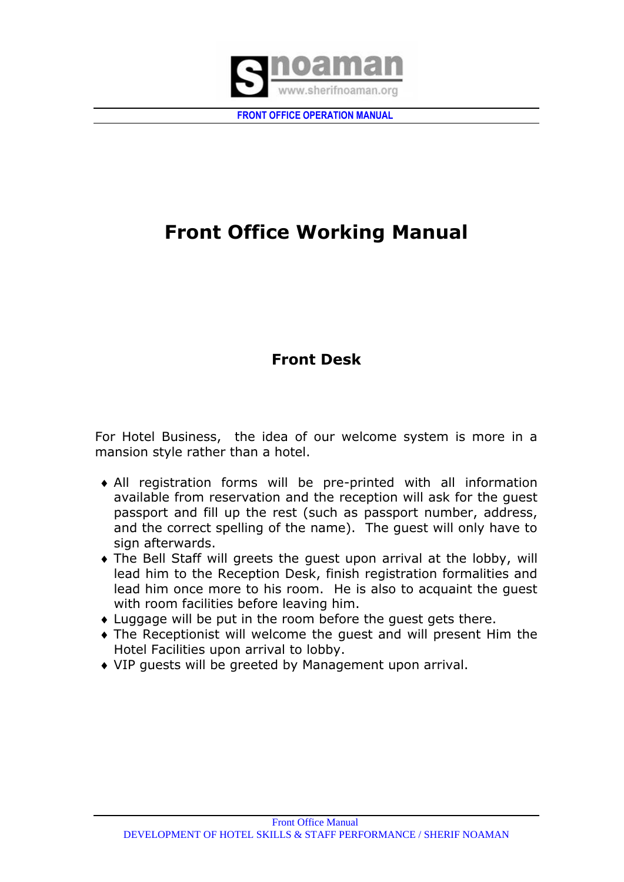# Front Office Working Manual

## Front Desk

For Hotel Business, the idea of our welcome system is more in a mansion style rather than a hotel.

- All registration forms will be pre-printed with all information available from reservation and the reception will ask for the guest passport and fill up the rest (such as passport number, address, and the correct spelling of the name). The guest will only have to sign afterwards.
- The Bell Staff will greets the guest upon arrival at the lobby, will lead him to the Reception Desk, finish registration formalities and lead him once more to his room. He is also to acquaint the guest with room facilities before leaving him.
- Luggage will be put in the room before the guest gets there.
- The Receptionist will welcome the guest and will present Him the Hotel Facilities upon arrival to lobby.
- VIP guests will be greeted by Management upon arrival.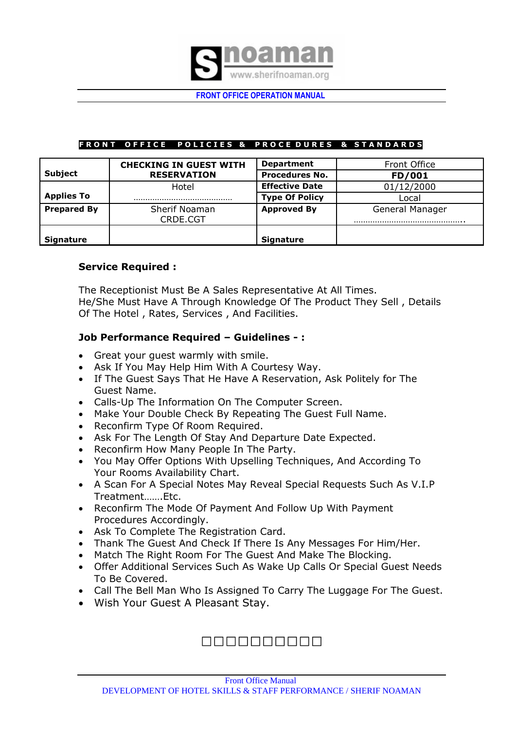FRONT OFFICE OPERATION MANUAL

**FRONT OFFICE POLICIES & PROCEDURES & STANDARDS**

| **Subject** | **CHECKING IN GUEST WITH RESERVATION** | **Department** | Front Office |
|---|---|---|---|
| | | **Procedures No.** | **FD/001** |
| **Applies To** | Hotel ………………………………… | **Effective Date** | 01/12/2000 |
| | | **Type Of Policy** | Local |
| **Prepared By** | Sherif Noaman CRDE.CGT | **Approved By** | General Manager …………………………………….. |
| **Signature** | | **Signature** | |

**Service Required :**

The Receptionist Must Be A Sales Representative At All Times.
He/She Must Have A Through Knowledge Of The Product They Sell , Details Of The Hotel , Rates, Services , And Facilities.

**Job Performance Required – Guidelines - :**

- Great your guest warmly with smile.
- Ask If You May Help Him With A Courtesy Way.
- If The Guest Says That He Have A Reservation, Ask Politely for The Guest Name.
- Calls-Up The Information On The Computer Screen.
- Make Your Double Check By Repeating The Guest Full Name.
- Reconfirm Type Of Room Required.
- Ask For The Length Of Stay And Departure Date Expected.
- Reconfirm How Many People In The Party.
- You May Offer Options With Upselling Techniques, And According To Your Rooms Availability Chart.
- A Scan For A Special Notes May Reveal Special Requests Such As V.I.P Treatment…….Etc.
- Reconfirm The Mode Of Payment And Follow Up With Payment Procedures Accordingly.
- Ask To Complete The Registration Card.
- Thank The Guest And Check If There Is Any Messages For Him/Her.
- Match The Right Room For The Guest And Make The Blocking.
- Offer Additional Services Such As Wake Up Calls Or Special Guest Needs To Be Covered.
- Call The Bell Man Who Is Assigned To Carry The Luggage For The Guest.
- Wish Your Guest A Pleasant Stay.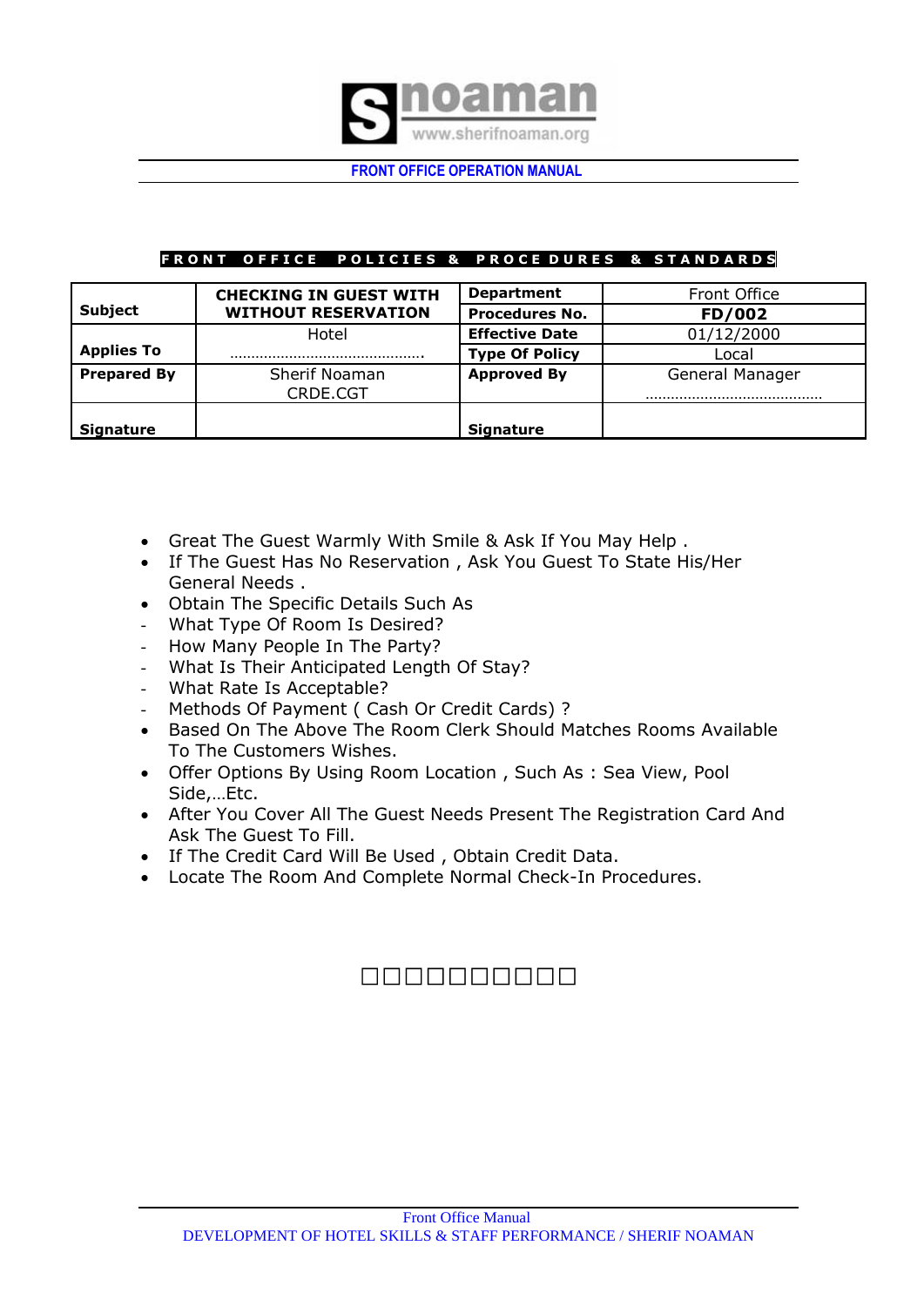FRONT OFFICE OPERATION MANUAL

**FRONT OFFICE POLICIES & PROCEDURES & STANDARDS**

| Subject | CHECKING IN GUEST WITH WITHOUT RESERVATION | Department | Front Office |
|---|---|---|---|
| | | Procedures No. | **FD/002** |
| Applies To | Hotel ……………………………………. | Effective Date | 01/12/2000 |
| | | Type Of Policy | Local |
| Prepared By | Sherif Noaman CRDE.CGT | Approved By | General Manager …………………………………… |
| Signature | | Signature | |

- Great The Guest Warmly With Smile & Ask If You May Help .
- If The Guest Has No Reservation , Ask You Guest To State His/Her General Needs .
- Obtain The Specific Details Such As
  - What Type Of Room Is Desired?
  - How Many People In The Party?
  - What Is Their Anticipated Length Of Stay?
  - What Rate Is Acceptable?
  - Methods Of Payment ( Cash Or Credit Cards) ?
- Based On The Above The Room Clerk Should Matches Rooms Available To The Customers Wishes.
- Offer Options By Using Room Location , Such As : Sea View, Pool Side,…Etc.
- After You Cover All The Guest Needs Present The Registration Card And Ask The Guest To Fill.
- If The Credit Card Will Be Used , Obtain Credit Data.
- Locate The Room And Complete Normal Check-In Procedures.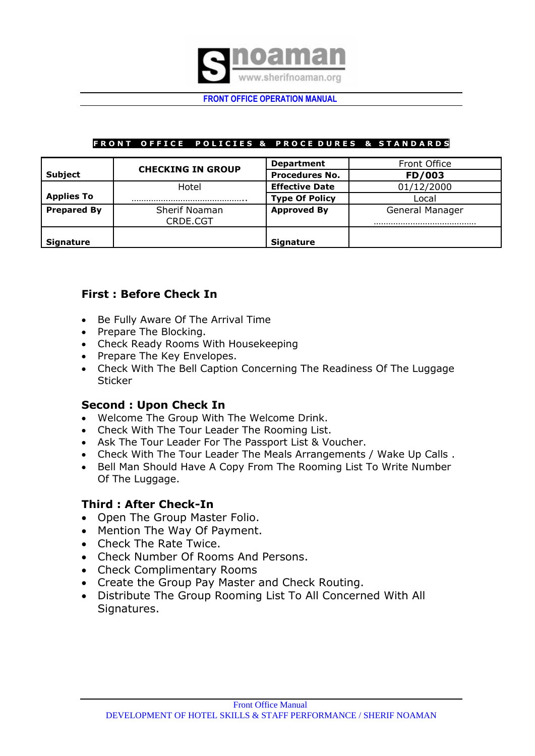**FRONT OFFICE POLICIES & PROCEDURES & STANDARDS**

| Subject | CHECKING IN GROUP | Department | Front Office |
|---|---|---|---|
| | | Procedures No. | **FD/003** |
| Applies To | Hotel ……………………………………….. | Effective Date | 01/12/2000 |
| | | Type Of Policy | Local |
| Prepared By | Sherif Noaman CRDE.CGT | Approved By | General Manager …………………………………… |
| Signature | | Signature | |

### First : Before Check In

- Be Fully Aware Of The Arrival Time
- Prepare The Blocking.
- Check Ready Rooms With Housekeeping
- Prepare The Key Envelopes.
- Check With The Bell Caption Concerning The Readiness Of The Luggage Sticker

### Second : Upon Check In

- Welcome The Group With The Welcome Drink.
- Check With The Tour Leader The Rooming List.
- Ask The Tour Leader For The Passport List & Voucher.
- Check With The Tour Leader The Meals Arrangements / Wake Up Calls .
- Bell Man Should Have A Copy From The Rooming List To Write Number Of The Luggage.

### Third : After Check-In

- Open The Group Master Folio.
- Mention The Way Of Payment.
- Check The Rate Twice.
- Check Number Of Rooms And Persons.
- Check Complimentary Rooms
- Create the Group Pay Master and Check Routing.
- Distribute The Group Rooming List To All Concerned With All Signatures.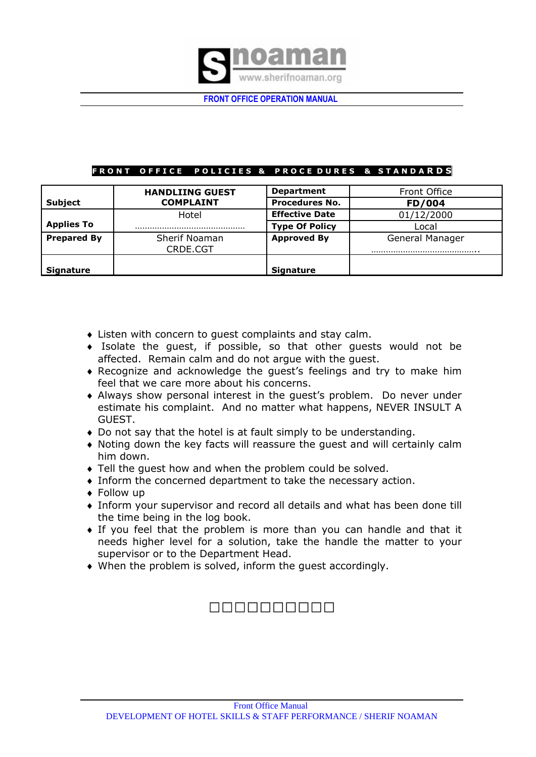**FRONT OFFICE POLICIES & PROCEDURES & STANDARDS**

| Subject | HANDLIING GUEST COMPLAINT | Department | Front Office |
|---|---|---|---|
| | | Procedures No. | **FD/004** |
| Applies To | Hotel ……………………………………… | Effective Date | 01/12/2000 |
| | | Type Of Policy | Local |
| Prepared By | Sherif Noaman CRDE.CGT | Approved By | General Manager …………………………………….. |
| Signature | | Signature | |

- Listen with concern to guest complaints and stay calm.
- Isolate the guest, if possible, so that other guests would not be affected. Remain calm and do not argue with the guest.
- Recognize and acknowledge the guest's feelings and try to make him feel that we care more about his concerns.
- Always show personal interest in the guest's problem. Do never under estimate his complaint. And no matter what happens, NEVER INSULT A GUEST.
- Do not say that the hotel is at fault simply to be understanding.
- Noting down the key facts will reassure the guest and will certainly calm him down.
- Tell the guest how and when the problem could be solved.
- Inform the concerned department to take the necessary action.
- Follow up
- Inform your supervisor and record all details and what has been done till the time being in the log book.
- If you feel that the problem is more than you can handle and that it needs higher level for a solution, take the handle the matter to your supervisor or to the Department Head.
- When the problem is solved, inform the guest accordingly.

□□□□□□□□□□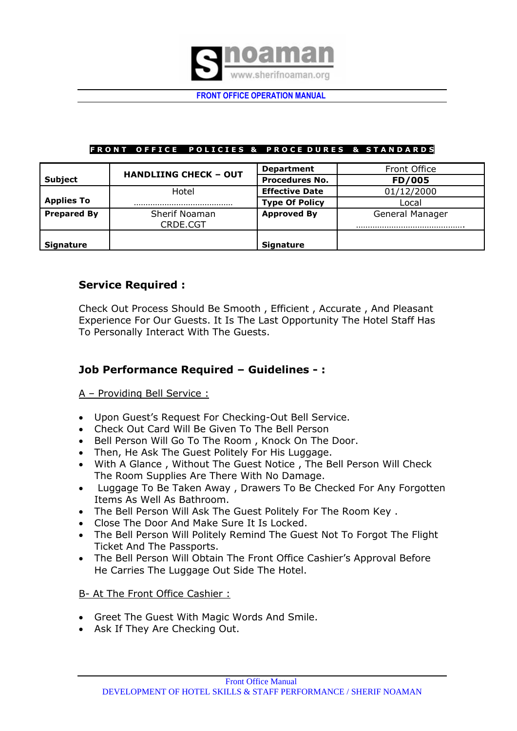**FRONT OFFICE OPERATION MANUAL**

**FRONT OFFICE POLICIES & PROCEDURES & STANDARDS**

| **Subject** | **HANDLIING CHECK – OUT** | **Department** | Front Office |
|---|---|---|---|
| | | **Procedures No.** | **FD/005** |
| **Applies To** | Hotel ……………………………… | **Effective Date** | 01/12/2000 |
| | | **Type Of Policy** | Local |
| **Prepared By** | Sherif Noaman CRDE.CGT | **Approved By** | General Manager ………………………………. |
| **Signature** | | **Signature** | |

### Service Required :

Check Out Process Should Be Smooth , Efficient , Accurate , And Pleasant Experience For Our Guests. It Is The Last Opportunity The Hotel Staff Has To Personally Interact With The Guests.

### Job Performance Required – Guidelines - :

A – Providing Bell Service :

- Upon Guest's Request For Checking-Out Bell Service.
- Check Out Card Will Be Given To The Bell Person
- Bell Person Will Go To The Room , Knock On The Door.
- Then, He Ask The Guest Politely For His Luggage.
- With A Glance , Without The Guest Notice , The Bell Person Will Check The Room Supplies Are There With No Damage.
- Luggage To Be Taken Away , Drawers To Be Checked For Any Forgotten Items As Well As Bathroom.
- The Bell Person Will Ask The Guest Politely For The Room Key .
- Close The Door And Make Sure It Is Locked.
- The Bell Person Will Politely Remind The Guest Not To Forgot The Flight Ticket And The Passports.
- The Bell Person Will Obtain The Front Office Cashier's Approval Before He Carries The Luggage Out Side The Hotel.

B- At The Front Office Cashier :

- Greet The Guest With Magic Words And Smile.
- Ask If They Are Checking Out.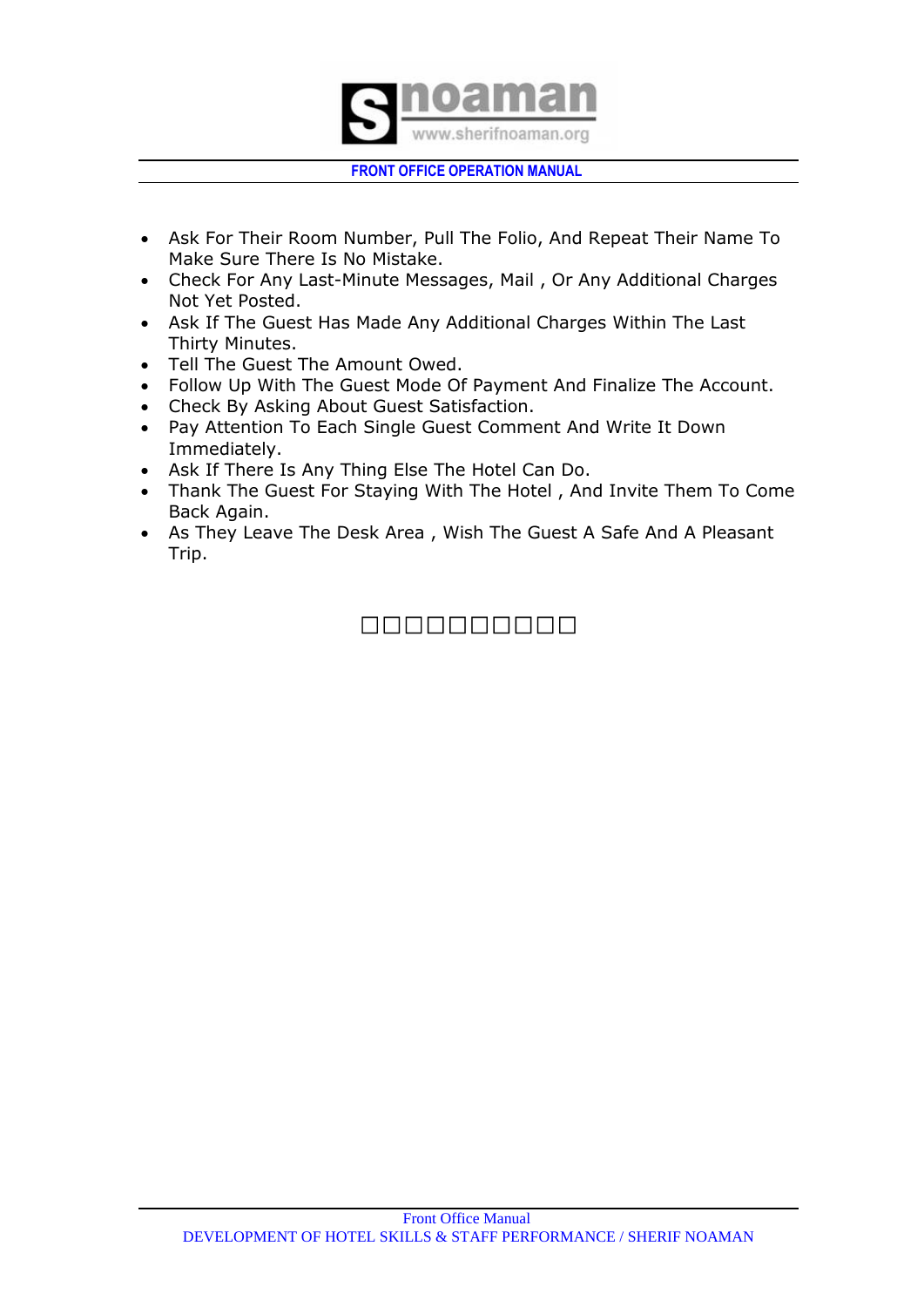- Ask For Their Room Number, Pull The Folio, And Repeat Their Name To Make Sure There Is No Mistake.
- Check For Any Last-Minute Messages, Mail , Or Any Additional Charges Not Yet Posted.
- Ask If The Guest Has Made Any Additional Charges Within The Last Thirty Minutes.
- Tell The Guest The Amount Owed.
- Follow Up With The Guest Mode Of Payment And Finalize The Account.
- Check By Asking About Guest Satisfaction.
- Pay Attention To Each Single Guest Comment And Write It Down Immediately.
- Ask If There Is Any Thing Else The Hotel Can Do.
- Thank The Guest For Staying With The Hotel , And Invite Them To Come Back Again.
- As They Leave The Desk Area , Wish The Guest A Safe And A Pleasant Trip.

□□□□□□□□□□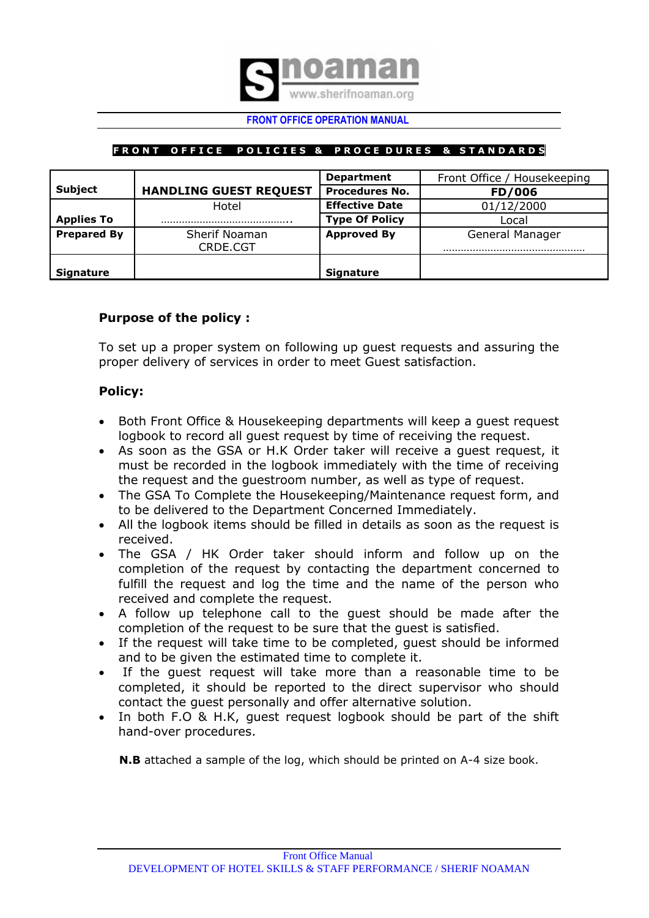FRONT OFFICE OPERATION MANUAL

**FRONT OFFICE POLICIES & PROCEDURES & STANDARDS**

| Subject | HANDLING GUEST REQUEST | Department | Front Office / Housekeeping |
|---|---|---|---|
| | | Procedures No. | FD/006 |
| Applies To | Hotel ………………………………….. | Effective Date | 01/12/2000 |
| | | Type Of Policy | Local |
| Prepared By | Sherif Noaman CRDE.CGT | Approved By | General Manager ……………………………………… |
| Signature | | Signature | |

**Purpose of the policy :**

To set up a proper system on following up guest requests and assuring the proper delivery of services in order to meet Guest satisfaction.

**Policy:**

- Both Front Office & Housekeeping departments will keep a guest request logbook to record all guest request by time of receiving the request.
- As soon as the GSA or H.K Order taker will receive a guest request, it must be recorded in the logbook immediately with the time of receiving the request and the guestroom number, as well as type of request.
- The GSA To Complete the Housekeeping/Maintenance request form, and to be delivered to the Department Concerned Immediately.
- All the logbook items should be filled in details as soon as the request is received.
- The GSA / HK Order taker should inform and follow up on the completion of the request by contacting the department concerned to fulfill the request and log the time and the name of the person who received and complete the request.
- A follow up telephone call to the guest should be made after the completion of the request to be sure that the guest is satisfied.
- If the request will take time to be completed, guest should be informed and to be given the estimated time to complete it.
- If the guest request will take more than a reasonable time to be completed, it should be reported to the direct supervisor who should contact the guest personally and offer alternative solution.
- In both F.O & H.K, guest request logbook should be part of the shift hand-over procedures.

**N.B** attached a sample of the log, which should be printed on A-4 size book.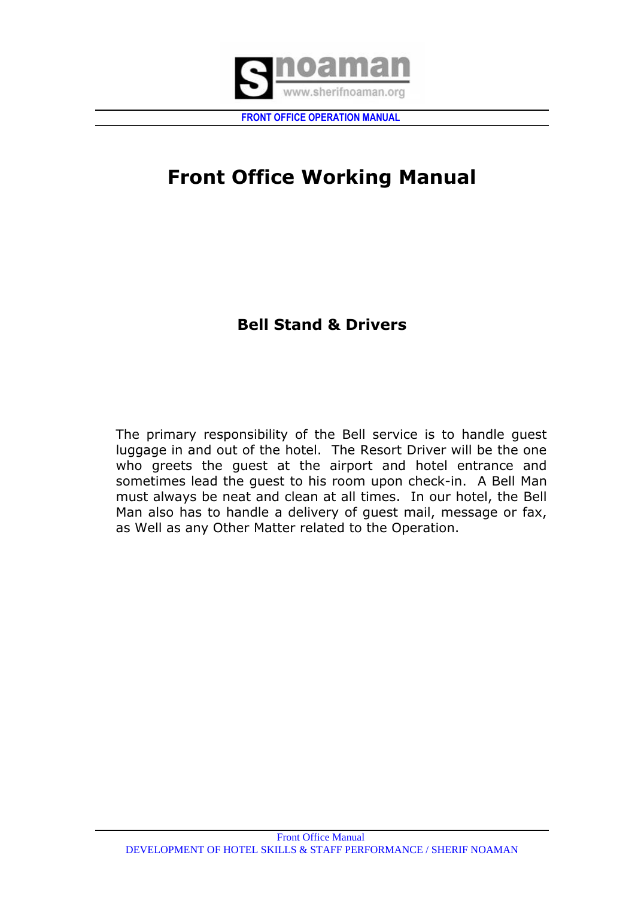# Front Office Working Manual

## Bell Stand & Drivers

The primary responsibility of the Bell service is to handle guest luggage in and out of the hotel. The Resort Driver will be the one who greets the guest at the airport and hotel entrance and sometimes lead the guest to his room upon check-in. A Bell Man must always be neat and clean at all times. In our hotel, the Bell Man also has to handle a delivery of guest mail, message or fax, as Well as any Other Matter related to the Operation.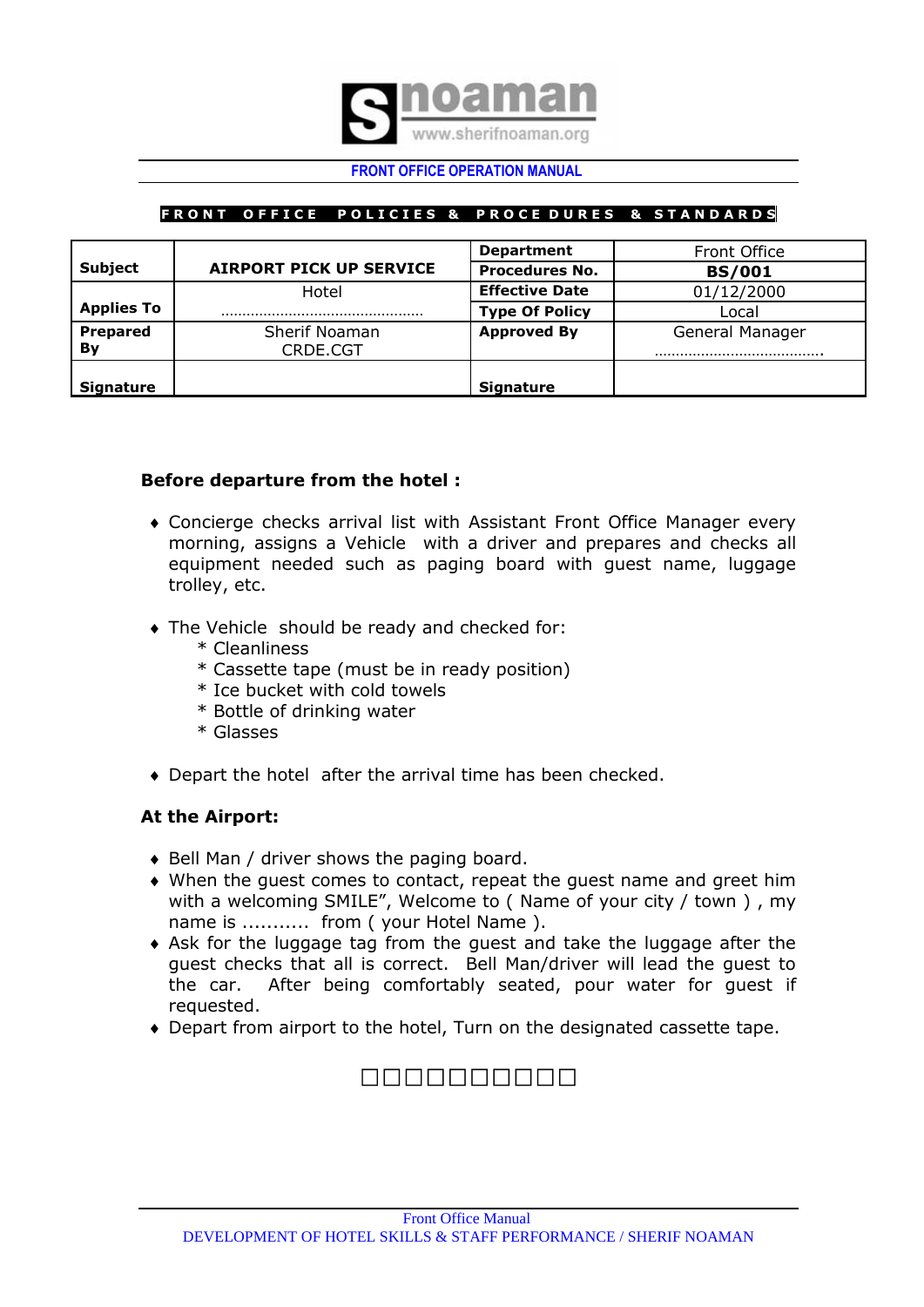FRONT OFFICE OPERATION MANUAL

**FRONT OFFICE POLICIES & PROCEDURES & STANDARDS**

| Subject | AIRPORT PICK UP SERVICE | Department | Front Office |
|---|---|---|---|
| | | Procedures No. | **BS/001** |
| Applies To | Hotel ……………………………………… | Effective Date | 01/12/2000 |
| | | Type Of Policy | Local |
| Prepared By | Sherif Noaman CRDE.CGT | Approved By | General Manager ………………………………. |
| Signature | | Signature | |

**Before departure from the hotel :**

- Concierge checks arrival list with Assistant Front Office Manager every morning, assigns a Vehicle with a driver and prepares and checks all equipment needed such as paging board with guest name, luggage trolley, etc.

- The Vehicle should be ready and checked for:
  * Cleanliness
  * Cassette tape (must be in ready position)
  * Ice bucket with cold towels
  * Bottle of drinking water
  * Glasses

- Depart the hotel after the arrival time has been checked.

**At the Airport:**

- Bell Man / driver shows the paging board.
- When the guest comes to contact, repeat the guest name and greet him with a welcoming SMILE", Welcome to ( Name of your city / town ) , my name is ........... from ( your Hotel Name ).
- Ask for the luggage tag from the guest and take the luggage after the guest checks that all is correct. Bell Man/driver will lead the guest to the car. After being comfortably seated, pour water for guest if requested.
- Depart from airport to the hotel, Turn on the designated cassette tape.

□□□□□□□□□□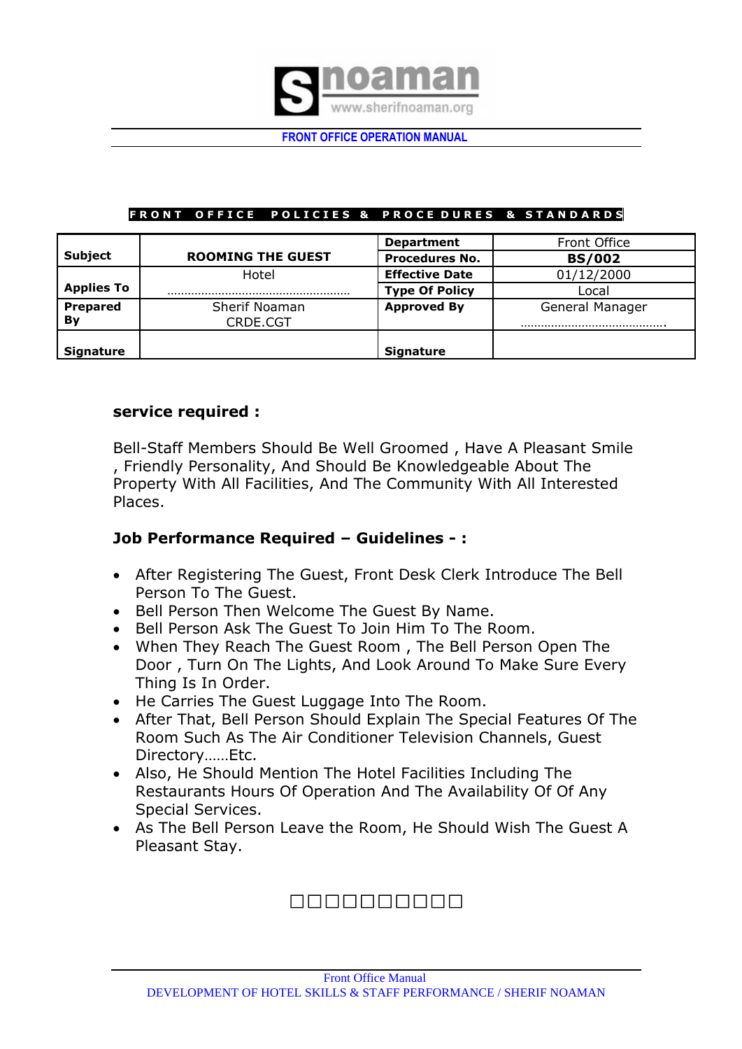FRONT OFFICE OPERATION MANUAL

**FRONT OFFICE POLICIES & PROCEDURES & STANDARDS**

| **Subject** | **ROOMING THE GUEST** | **Department** | Front Office |
|---|---|---|---|
| | | **Procedures No.** | **BS/002** |
| **Applies To** | Hotel ……………………………………………… | **Effective Date** | 01/12/2000 |
| | | **Type Of Policy** | Local |
| **Prepared By** | Sherif Noaman CRDE.CGT | **Approved By** | General Manager ……………………………………. |
| **Signature** | | **Signature** | |

### service required :

Bell-Staff Members Should Be Well Groomed , Have A Pleasant Smile , Friendly Personality, And Should Be Knowledgeable About The Property With All Facilities, And The Community With All Interested Places.

### Job Performance Required – Guidelines - :

- After Registering The Guest, Front Desk Clerk Introduce The Bell Person To The Guest.
- Bell Person Then Welcome The Guest By Name.
- Bell Person Ask The Guest To Join Him To The Room.
- When They Reach The Guest Room , The Bell Person Open The Door , Turn On The Lights, And Look Around To Make Sure Every Thing Is In Order.
- He Carries The Guest Luggage Into The Room.
- After That, Bell Person Should Explain The Special Features Of The Room Such As The Air Conditioner Television Channels, Guest Directory……Etc.
- Also, He Should Mention The Hotel Facilities Including The Restaurants Hours Of Operation And The Availability Of Of Any Special Services.
- As The Bell Person Leave the Room, He Should Wish The Guest A Pleasant Stay.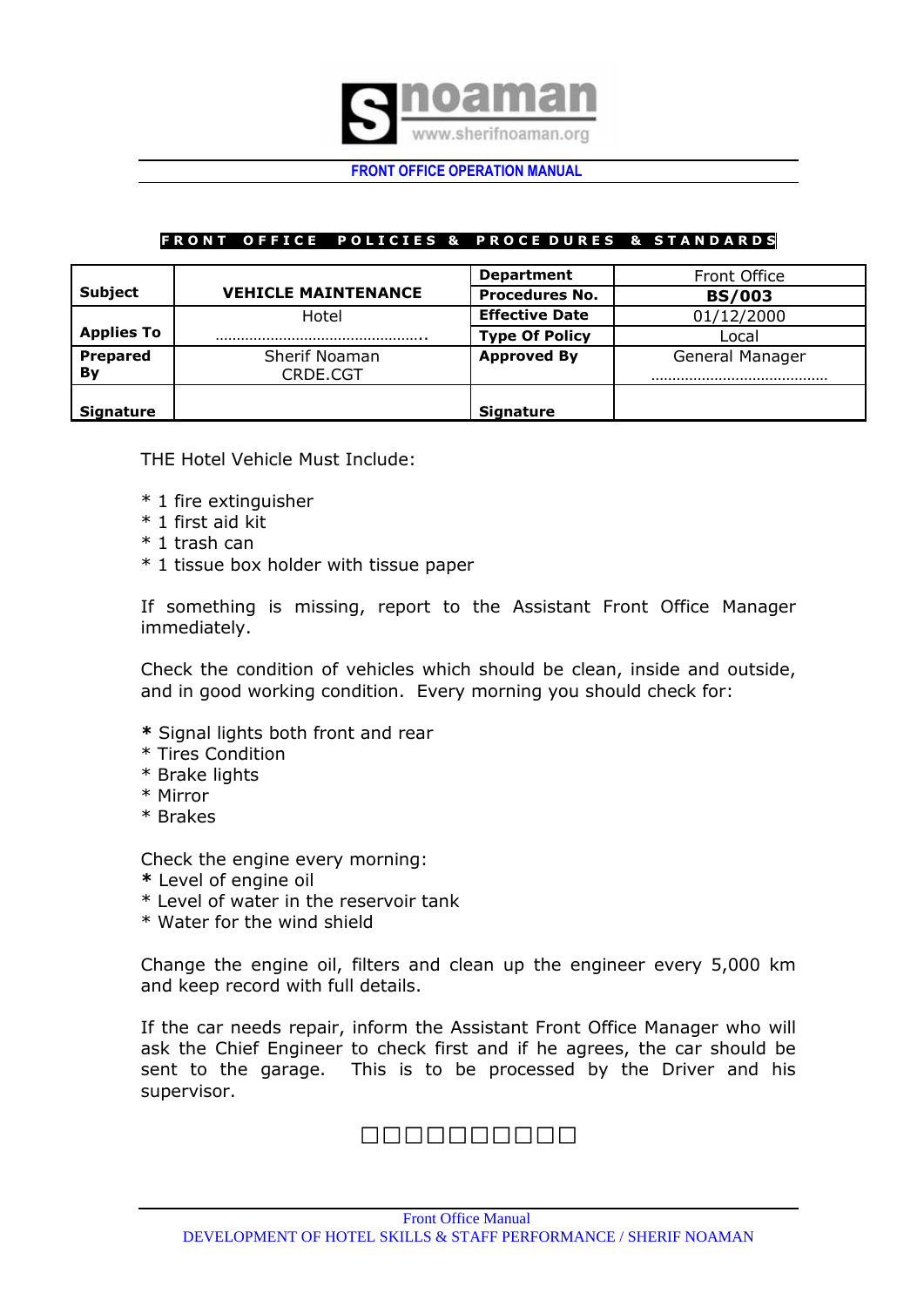FRONT OFFICE POLICIES & PROCEDURES & STANDARDS

| Subject | VEHICLE MAINTENANCE | Department | Front Office |
|---|---|---|---|
| | | Procedures No. | **BS/003** |
| Applies To | Hotel ………………………………………….. | Effective Date | 01/12/2000 |
| | | Type Of Policy | Local |
| Prepared By | Sherif Noaman CRDE.CGT | Approved By | General Manager ……………………………………. |
| Signature | | Signature | |

THE Hotel Vehicle Must Include:

* 1 fire extinguisher
* 1 first aid kit
* 1 trash can
* 1 tissue box holder with tissue paper

If something is missing, report to the Assistant Front Office Manager immediately.

Check the condition of vehicles which should be clean, inside and outside, and in good working condition. Every morning you should check for:

* Signal lights both front and rear
* Tires Condition
* Brake lights
* Mirror
* Brakes

Check the engine every morning:

* Level of engine oil
* Level of water in the reservoir tank
* Water for the wind shield

Change the engine oil, filters and clean up the engineer every 5,000 km and keep record with full details.

If the car needs repair, inform the Assistant Front Office Manager who will ask the Chief Engineer to check first and if he agrees, the car should be sent to the garage. This is to be processed by the Driver and his supervisor.

□□□□□□□□□□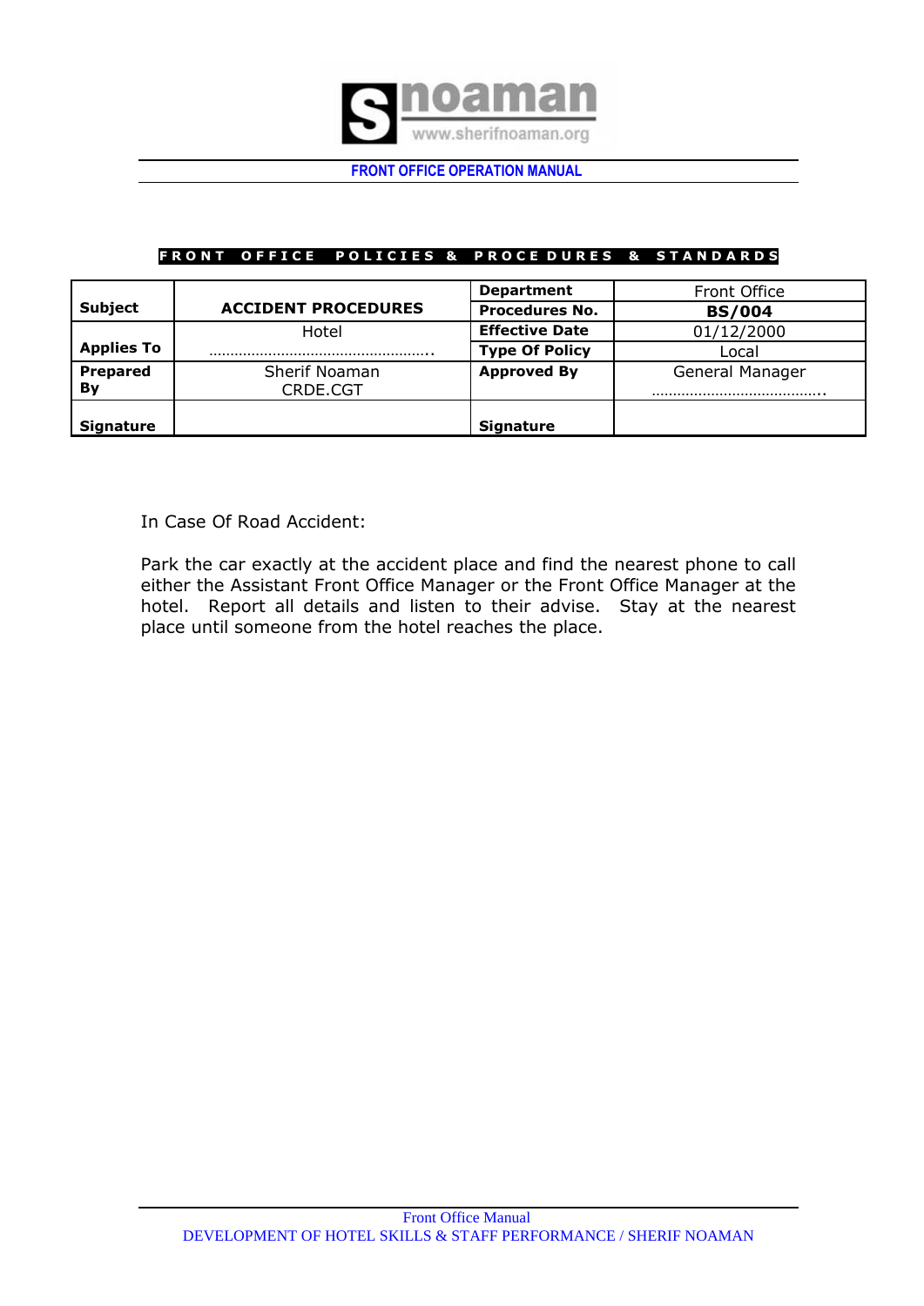**FRONT OFFICE POLICIES & PROCEDURES & STANDARDS**

| | | | |
|---|---|---|---|
| **Subject** | **ACCIDENT PROCEDURES** | **Department** | Front Office |
| | | **Procedures No.** | **BS/004** |
| **Applies To** | Hotel<br>…………………………………………….. | **Effective Date** | 01/12/2000 |
| | | **Type Of Policy** | Local |
| **Prepared By** | Sherif Noaman<br>CRDE.CGT | **Approved By** | General Manager<br>………………………………….. |
| **Signature** | | **Signature** | |

In Case Of Road Accident:

Park the car exactly at the accident place and find the nearest phone to call either the Assistant Front Office Manager or the Front Office Manager at the hotel. Report all details and listen to their advise. Stay at the nearest place until someone from the hotel reaches the place.